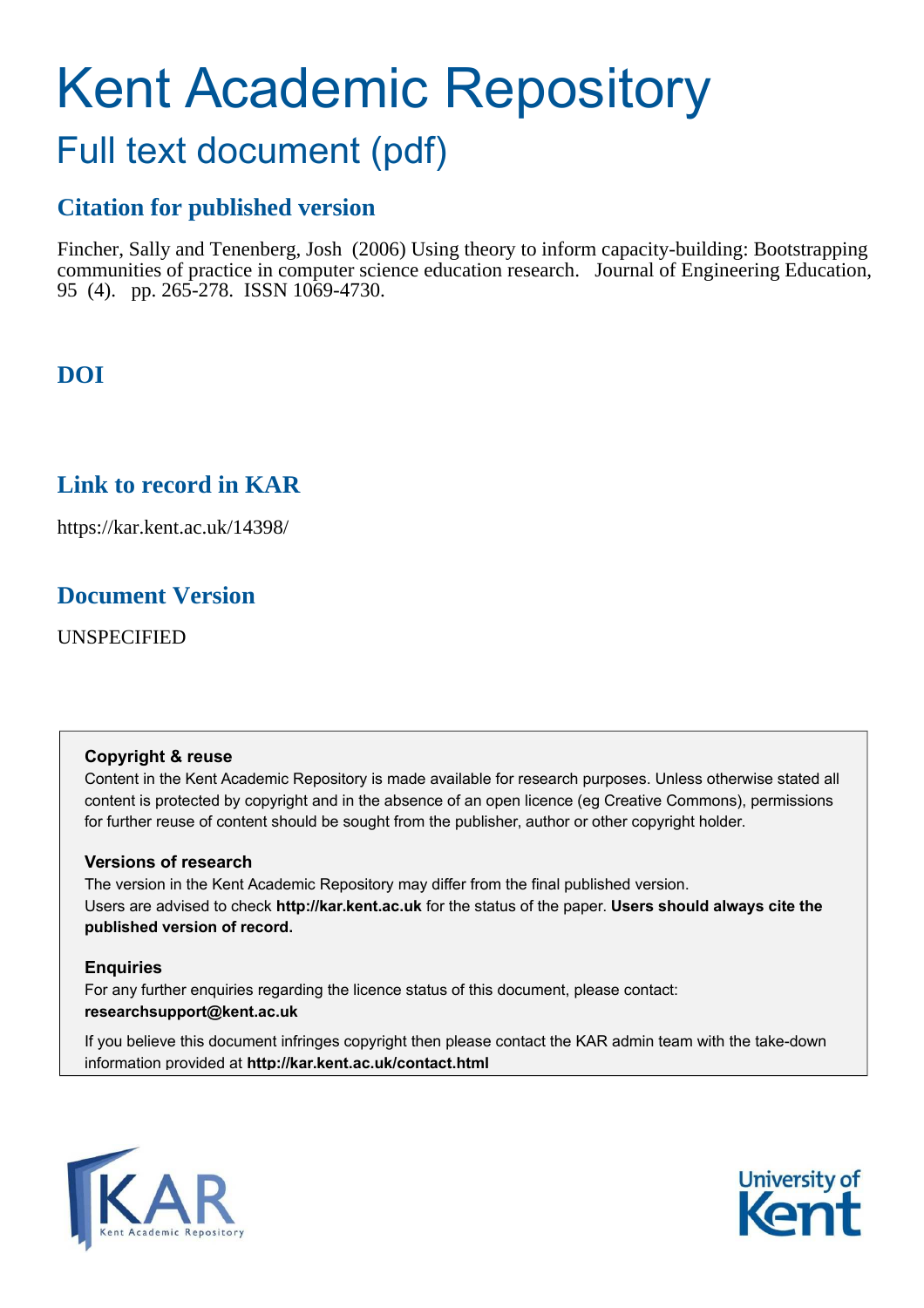# Kent Academic Repository

## Full text document (pdf)

### Citation for published version

Fincher, Sally and Tenenberg, Josh (2006) Using theory to inform capacity-building: Bootstrapping communities of practice in computer science education research. Journal of Engineering Education, 95 (4). pp. 265-278. ISSN 1069-4730.

### DOI

### Link to record in KAR

https://kar.kent.ac.uk/14398/

### Document Version

UNSPECIFIED

**Copyright & reuse**

Content in the Kent Academic Repository is made available for research purposes. Unless otherwise stated all content is protected by copyright and in the absence of an open licence (eg Creative Commons), permissions for further reuse of content should be sought from the publisher, author or other copyright holder.

**Versions of research**

The version in the Kent Academic Repository may differ from the final published version. Users are advised to check **http://kar.kent.ac.uk** for the status of the paper. **Users should always cite the published version of record.**

**Enquiries**

For any further enquiries regarding the licence status of this document, please contact: **researchsupport@kent.ac.uk**

If you believe this document infringes copyright then please contact the KAR admin team with the take-down information provided at **http://kar.kent.ac.uk/contact.html**

KAR Kent Academic Repository

University of Kent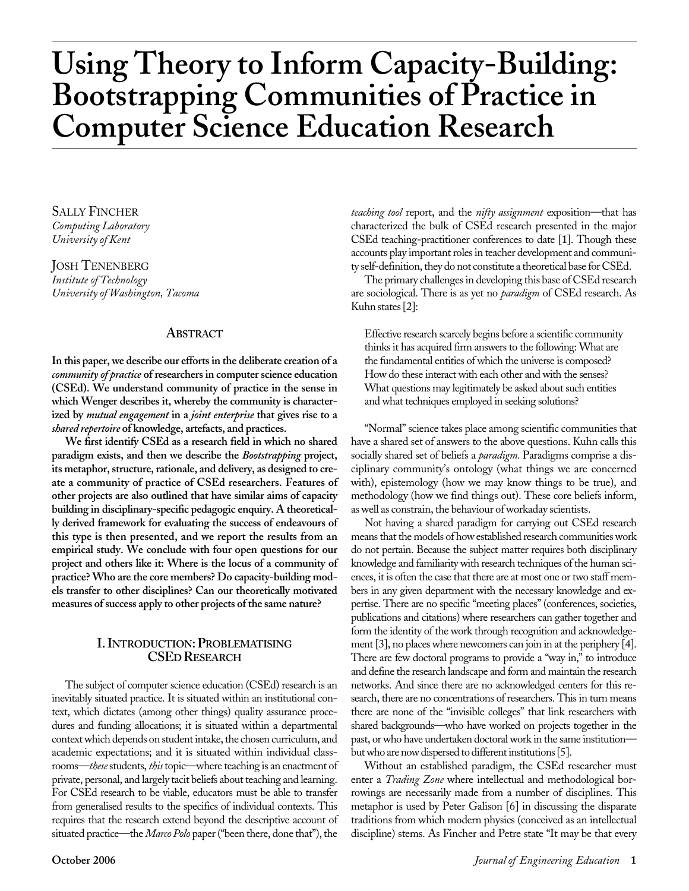# Using Theory to Inform Capacity-Building: Bootstrapping Communities of Practice in Computer Science Education Research

SALLY FINCHER
*Computing Laboratory*
*University of Kent*

JOSH TENENBERG
*Institute of Technology*
*University of Washington, Tacoma*

## ABSTRACT

**In this paper, we describe our efforts in the deliberate creation of a *community of practice* of researchers in computer science education (CSEd). We understand community of practice in the sense in which Wenger describes it, whereby the community is characterized by *mutual engagement* in a *joint enterprise* that gives rise to a *shared repertoire* of knowledge, artefacts, and practices.**

**We first identify CSEd as a research field in which no shared paradigm exists, and then we describe the *Bootstrapping* project, its metaphor, structure, rationale, and delivery, as designed to create a community of practice of CSEd researchers. Features of other projects are also outlined that have similar aims of capacity building in disciplinary-specific pedagogic enquiry. A theoretically derived framework for evaluating the success of endeavours of this type is then presented, and we report the results from an empirical study. We conclude with four open questions for our project and others like it: Where is the locus of a community of practice? Who are the core members? Do capacity-building models transfer to other disciplines? Can our theoretically motivated measures of success apply to other projects of the same nature?**

## I. INTRODUCTION: PROBLEMATISING CSED RESEARCH

The subject of computer science education (CSEd) research is an inevitably situated practice. It is situated within an institutional context, which dictates (among other things) quality assurance procedures and funding allocations; it is situated within a departmental context which depends on student intake, the chosen curriculum, and academic expectations; and it is situated within individual classrooms—*these* students, *this* topic—where teaching is an enactment of private, personal, and largely tacit beliefs about teaching and learning. For CSEd research to be viable, educators must be able to transfer from generalised results to the specifics of individual contexts. This requires that the research extend beyond the descriptive account of situated practice—the *Marco Polo* paper ("been there, done that"), the *teaching tool* report, and the *nifty assignment* exposition—that has characterized the bulk of CSEd research presented in the major CSEd teaching-practitioner conferences to date [1]. Though these accounts play important roles in teacher development and community self-definition, they do not constitute a theoretical base for CSEd.

The primary challenges in developing this base of CSEd research are sociological. There is as yet no *paradigm* of CSEd research. As Kuhn states [2]:

> Effective research scarcely begins before a scientific community thinks it has acquired firm answers to the following: What are the fundamental entities of which the universe is composed? How do these interact with each other and with the senses? What questions may legitimately be asked about such entities and what techniques employed in seeking solutions?

"Normal" science takes place among scientific communities that have a shared set of answers to the above questions. Kuhn calls this socially shared set of beliefs a *paradigm.* Paradigms comprise a disciplinary community's ontology (what things we are concerned with), epistemology (how we may know things to be true), and methodology (how we find things out). These core beliefs inform, as well as constrain, the behaviour of workaday scientists.

Not having a shared paradigm for carrying out CSEd research means that the models of how established research communities work do not pertain. Because the subject matter requires both disciplinary knowledge and familiarity with research techniques of the human sciences, it is often the case that there are at most one or two staff members in any given department with the necessary knowledge and expertise. There are no specific "meeting places" (conferences, societies, publications and citations) where researchers can gather together and form the identity of the work through recognition and acknowledgement [3], no places where newcomers can join in at the periphery [4]. There are few doctoral programs to provide a "way in," to introduce and define the research landscape and form and maintain the research networks. And since there are no acknowledged centers for this research, there are no concentrations of researchers. This in turn means there are none of the "invisible colleges" that link researchers with shared backgrounds—who have worked on projects together in the past, or who have undertaken doctoral work in the same institution—but who are now dispersed to different institutions [5].

Without an established paradigm, the CSEd researcher must enter a *Trading Zone* where intellectual and methodological borrowings are necessarily made from a number of disciplines. This metaphor is used by Peter Galison [6] in discussing the disparate traditions from which modern physics (conceived as an intellectual discipline) stems. As Fincher and Petre state "It may be that every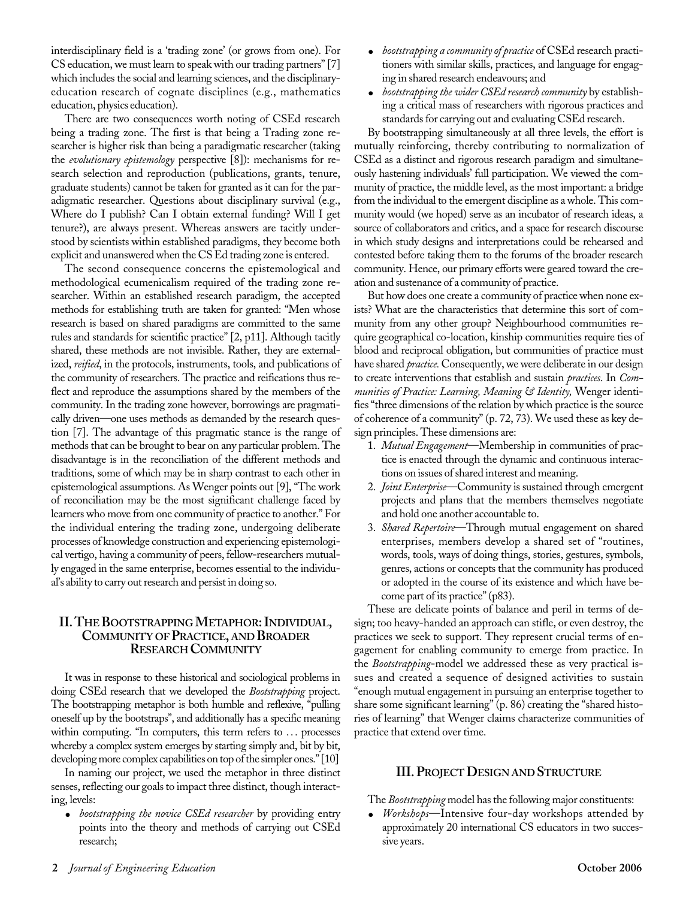interdisciplinary field is a 'trading zone' (or grows from one). For CS education, we must learn to speak with our trading partners" [7] which includes the social and learning sciences, and the disciplinary-education research of cognate disciplines (e.g., mathematics education, physics education).

There are two consequences worth noting of CSEd research being a trading zone. The first is that being a Trading zone researcher is higher risk than being a paradigmatic researcher (taking the *evolutionary epistemology* perspective [8]): mechanisms for research selection and reproduction (publications, grants, tenure, graduate students) cannot be taken for granted as it can for the paradigmatic researcher. Questions about disciplinary survival (e.g., Where do I publish? Can I obtain external funding? Will I get tenure?), are always present. Whereas answers are tacitly understood by scientists within established paradigms, they become both explicit and unanswered when the CS Ed trading zone is entered.

The second consequence concerns the epistemological and methodological ecumenicalism required of the trading zone researcher. Within an established research paradigm, the accepted methods for establishing truth are taken for granted: "Men whose research is based on shared paradigms are committed to the same rules and standards for scientific practice" [2, p11]. Although tacitly shared, these methods are not invisible. Rather, they are externalized, *reified*, in the protocols, instruments, tools, and publications of the community of researchers. The practice and reifications thus reflect and reproduce the assumptions shared by the members of the community. In the trading zone however, borrowings are pragmatically driven—one uses methods as demanded by the research question [7]. The advantage of this pragmatic stance is the range of methods that can be brought to bear on any particular problem. The disadvantage is in the reconciliation of the different methods and traditions, some of which may be in sharp contrast to each other in epistemological assumptions. As Wenger points out [9], "The work of reconciliation may be the most significant challenge faced by learners who move from one community of practice to another." For the individual entering the trading zone, undergoing deliberate processes of knowledge construction and experiencing epistemological vertigo, having a community of peers, fellow-researchers mutually engaged in the same enterprise, becomes essential to the individual's ability to carry out research and persist in doing so.

## II. The Bootstrapping Metaphor: Individual, Community of Practice, and Broader Research Community

It was in response to these historical and sociological problems in doing CSEd research that we developed the *Bootstrapping* project. The bootstrapping metaphor is both humble and reflexive, "pulling oneself up by the bootstraps", and additionally has a specific meaning within computing. "In computers, this term refers to … processes whereby a complex system emerges by starting simply and, bit by bit, developing more complex capabilities on top of the simpler ones." [10]

In naming our project, we used the metaphor in three distinct senses, reflecting our goals to impact three distinct, though interacting, levels:

- *bootstrapping the novice CSEd researcher* by providing entry points into the theory and methods of carrying out CSEd research;
- *bootstrapping a community of practice* of CSEd research practitioners with similar skills, practices, and language for engaging in shared research endeavours; and
- *bootstrapping the wider CSEd research community* by establishing a critical mass of researchers with rigorous practices and standards for carrying out and evaluating CSEd research.

By bootstrapping simultaneously at all three levels, the effort is mutually reinforcing, thereby contributing to normalization of CSEd as a distinct and rigorous research paradigm and simultaneously hastening individuals' full participation. We viewed the community of practice, the middle level, as the most important: a bridge from the individual to the emergent discipline as a whole. This community would (we hoped) serve as an incubator of research ideas, a source of collaborators and critics, and a space for research discourse in which study designs and interpretations could be rehearsed and contested before taking them to the forums of the broader research community. Hence, our primary efforts were geared toward the creation and sustenance of a community of practice.

But how does one create a community of practice when none exists? What are the characteristics that determine this sort of community from any other group? Neighbourhood communities require geographical co-location, kinship communities require ties of blood and reciprocal obligation, but communities of practice must have shared *practice*. Consequently, we were deliberate in our design to create interventions that establish and sustain *practices*. In *Communities of Practice: Learning, Meaning & Identity*, Wenger identifies "three dimensions of the relation by which practice is the source of coherence of a community" (p. 72, 73). We used these as key design principles. These dimensions are:

1. *Mutual Engagement*—Membership in communities of practice is enacted through the dynamic and continuous interactions on issues of shared interest and meaning.
2. *Joint Enterprise*—Community is sustained through emergent projects and plans that the members themselves negotiate and hold one another accountable to.
3. *Shared Repertoire*—Through mutual engagement on shared enterprises, members develop a shared set of "routines, words, tools, ways of doing things, stories, gestures, symbols, genres, actions or concepts that the community has produced or adopted in the course of its existence and which have become part of its practice" (p83).

These are delicate points of balance and peril in terms of design; too heavy-handed an approach can stifle, or even destroy, the practices we seek to support. They represent crucial terms of engagement for enabling community to emerge from practice. In the *Bootstrapping*-model we addressed these as very practical issues and created a sequence of designed activities to sustain "enough mutual engagement in pursuing an enterprise together to share some significant learning" (p. 86) creating the "shared histories of learning" that Wenger claims characterize communities of practice that extend over time.

## III. Project Design and Structure

The *Bootstrapping* model has the following major constituents:

- *Workshops*—Intensive four-day workshops attended by approximately 20 international CS educators in two successive years.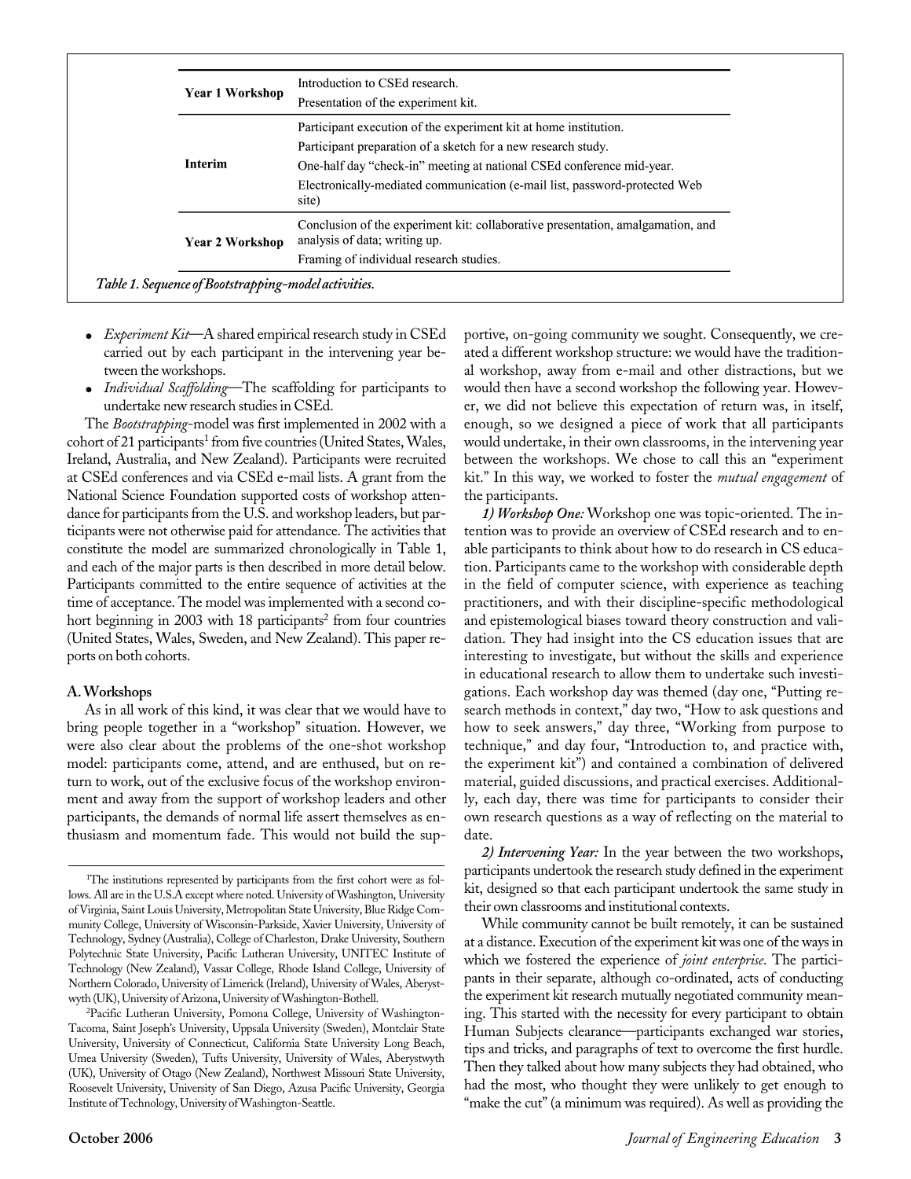| | |
|---|---|
| **Year 1 Workshop** | Introduction to CSEd research. |
| | Presentation of the experiment kit. |
| **Interim** | Participant execution of the experiment kit at home institution. |
| | Participant preparation of a sketch for a new research study. |
| | One-half day "check-in" meeting at national CSEd conference mid-year. |
| | Electronically-mediated communication (e-mail list, password-protected Web site) |
| **Year 2 Workshop** | Conclusion of the experiment kit: collaborative presentation, amalgamation, and analysis of data; writing up. |
| | Framing of individual research studies. |

*Table 1. Sequence of Bootstrapping-model activities.*

- *Experiment Kit*—A shared empirical research study in CSEd carried out by each participant in the intervening year between the workshops.
- *Individual Scaffolding*—The scaffolding for participants to undertake new research studies in CSEd.

The *Bootstrapping*-model was first implemented in 2002 with a cohort of 21 participants[1] from five countries (United States, Wales, Ireland, Australia, and New Zealand). Participants were recruited at CSEd conferences and via CSEd e-mail lists. A grant from the National Science Foundation supported costs of workshop attendance for participants from the U.S. and workshop leaders, but participants were not otherwise paid for attendance. The activities that constitute the model are summarized chronologically in Table 1, and each of the major parts is then described in more detail below. Participants committed to the entire sequence of activities at the time of acceptance. The model was implemented with a second cohort beginning in 2003 with 18 participants[2] from four countries (United States, Wales, Sweden, and New Zealand). This paper reports on both cohorts.

### A. Workshops

As in all work of this kind, it was clear that we would have to bring people together in a "workshop" situation. However, we were also clear about the problems of the one-shot workshop model: participants come, attend, and are enthused, but on return to work, out of the exclusive focus of the workshop environment and away from the support of workshop leaders and other participants, the demands of normal life assert themselves as enthusiasm and momentum fade. This would not build the supportive, on-going community we sought. Consequently, we created a different workshop structure: we would have the traditional workshop, away from e-mail and other distractions, but we would then have a second workshop the following year. However, we did not believe this expectation of return was, in itself, enough, so we designed a piece of work that all participants would undertake, in their own classrooms, in the intervening year between the workshops. We chose to call this an "experiment kit." In this way, we worked to foster the *mutual engagement* of the participants.

***1) Workshop One:*** Workshop one was topic-oriented. The intention was to provide an overview of CSEd research and to enable participants to think about how to do research in CS education. Participants came to the workshop with considerable depth in the field of computer science, with experience as teaching practitioners, and with their discipline-specific methodological and epistemological biases toward theory construction and validation. They had insight into the CS education issues that are interesting to investigate, but without the skills and experience in educational research to allow them to undertake such investigations. Each workshop day was themed (day one, "Putting research methods in context," day two, "How to ask questions and how to seek answers," day three, "Working from purpose to technique," and day four, "Introduction to, and practice with, the experiment kit") and contained a combination of delivered material, guided discussions, and practical exercises. Additionally, each day, there was time for participants to consider their own research questions as a way of reflecting on the material to date.

***2) Intervening Year:*** In the year between the two workshops, participants undertook the research study defined in the experiment kit, designed so that each participant undertook the same study in their own classrooms and institutional contexts.

While community cannot be built remotely, it can be sustained at a distance. Execution of the experiment kit was one of the ways in which we fostered the experience of *joint enterprise*. The participants in their separate, although co-ordinated, acts of conducting the experiment kit research mutually negotiated community meaning. This started with the necessity for every participant to obtain Human Subjects clearance—participants exchanged war stories, tips and tricks, and paragraphs of text to overcome the first hurdle. Then they talked about how many subjects they had obtained, who had the most, who thought they were unlikely to get enough to "make the cut" (a minimum was required). As well as providing the

---

[1] The institutions represented by participants from the first cohort were as follows. All are in the U.S.A except where noted. University of Washington, University of Virginia, Saint Louis University, Metropolitan State University, Blue Ridge Community College, University of Wisconsin-Parkside, Xavier University, University of Technology, Sydney (Australia), College of Charleston, Drake University, Southern Polytechnic State University, Pacific Lutheran University, UNITEC Institute of Technology (New Zealand), Vassar College, Rhode Island College, University of Northern Colorado, University of Limerick (Ireland), University of Wales, Aberystwyth (UK), University of Arizona, University of Washington-Bothell.

[2] Pacific Lutheran University, Pomona College, University of Washington-Tacoma, Saint Joseph's University, Uppsala University (Sweden), Montclair State University, University of Connecticut, California State University Long Beach, Umea University (Sweden), Tufts University, University of Wales, Aberystwyth (UK), University of Otago (New Zealand), Northwest Missouri State University, Roosevelt University, University of San Diego, Azusa Pacific University, Georgia Institute of Technology, University of Washington-Seattle.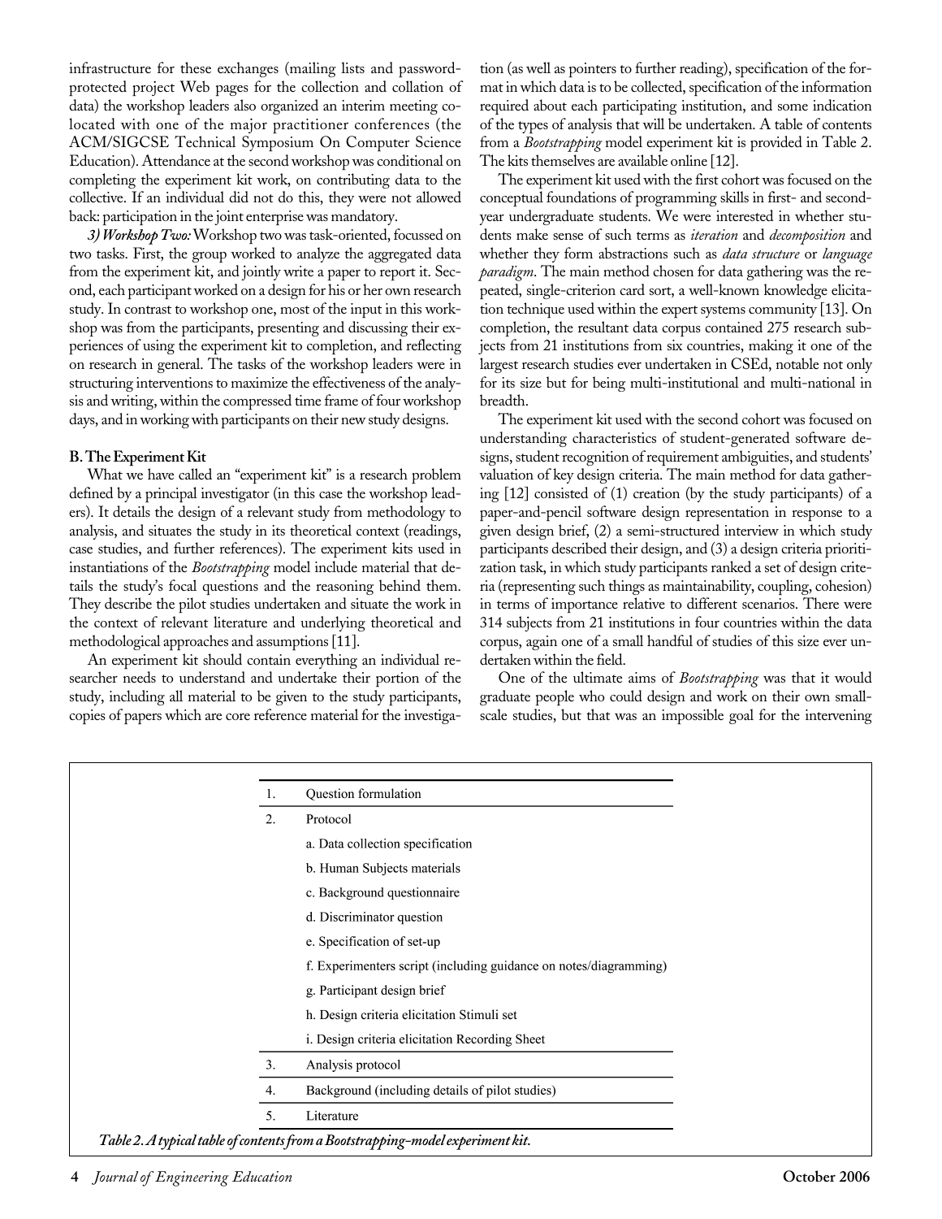infrastructure for these exchanges (mailing lists and password-protected project Web pages for the collection and collation of data) the workshop leaders also organized an interim meeting co-located with one of the major practitioner conferences (the ACM/SIGCSE Technical Symposium On Computer Science Education). Attendance at the second workshop was conditional on completing the experiment kit work, on contributing data to the collective. If an individual did not do this, they were not allowed back: participation in the joint enterprise was mandatory.

*3) Workshop Two:* Workshop two was task-oriented, focussed on two tasks. First, the group worked to analyze the aggregated data from the experiment kit, and jointly write a paper to report it. Second, each participant worked on a design for his or her own research study. In contrast to workshop one, most of the input in this workshop was from the participants, presenting and discussing their experiences of using the experiment kit to completion, and reflecting on research in general. The tasks of the workshop leaders were in structuring interventions to maximize the effectiveness of the analysis and writing, within the compressed time frame of four workshop days, and in working with participants on their new study designs.

### B. The Experiment Kit

What we have called an "experiment kit" is a research problem defined by a principal investigator (in this case the workshop leaders). It details the design of a relevant study from methodology to analysis, and situates the study in its theoretical context (readings, case studies, and further references). The experiment kits used in instantiations of the *Bootstrapping* model include material that details the study's focal questions and the reasoning behind them. They describe the pilot studies undertaken and situate the work in the context of relevant literature and underlying theoretical and methodological approaches and assumptions [11].

An experiment kit should contain everything an individual researcher needs to understand and undertake their portion of the study, including all material to be given to the study participants, copies of papers which are core reference material for the investigation (as well as pointers to further reading), specification of the format in which data is to be collected, specification of the information required about each participating institution, and some indication of the types of analysis that will be undertaken. A table of contents from a *Bootstrapping* model experiment kit is provided in Table 2. The kits themselves are available online [12].

The experiment kit used with the first cohort was focused on the conceptual foundations of programming skills in first- and second-year undergraduate students. We were interested in whether students make sense of such terms as *iteration* and *decomposition* and whether they form abstractions such as *data structure* or *language paradigm*. The main method chosen for data gathering was the repeated, single-criterion card sort, a well-known knowledge elicitation technique used within the expert systems community [13]. On completion, the resultant data corpus contained 275 research subjects from 21 institutions from six countries, making it one of the largest research studies ever undertaken in CSEd, notable not only for its size but for being multi-institutional and multi-national in breadth.

The experiment kit used with the second cohort was focused on understanding characteristics of student-generated software designs, student recognition of requirement ambiguities, and students' valuation of key design criteria. The main method for data gathering [12] consisted of (1) creation (by the study participants) of a paper-and-pencil software design representation in response to a given design brief, (2) a semi-structured interview in which study participants described their design, and (3) a design criteria prioritization task, in which study participants ranked a set of design criteria (representing such things as maintainability, coupling, cohesion) in terms of importance relative to different scenarios. There were 314 subjects from 21 institutions in four countries within the data corpus, again one of a small handful of studies of this size ever undertaken within the field.

One of the ultimate aims of *Bootstrapping* was that it would graduate people who could design and work on their own small-scale studies, but that was an impossible goal for the intervening

| | |
|---|---|
| 1. | Question formulation |
| 2. | Protocol |
| | a. Data collection specification |
| | b. Human Subjects materials |
| | c. Background questionnaire |
| | d. Discriminator question |
| | e. Specification of set-up |
| | f. Experimenters script (including guidance on notes/diagramming) |
| | g. Participant design brief |
| | h. Design criteria elicitation Stimuli set |
| | i. Design criteria elicitation Recording Sheet |
| 3. | Analysis protocol |
| 4. | Background (including details of pilot studies) |
| 5. | Literature |

*Table 2. A typical table of contents from a Bootstrapping-model experiment kit.*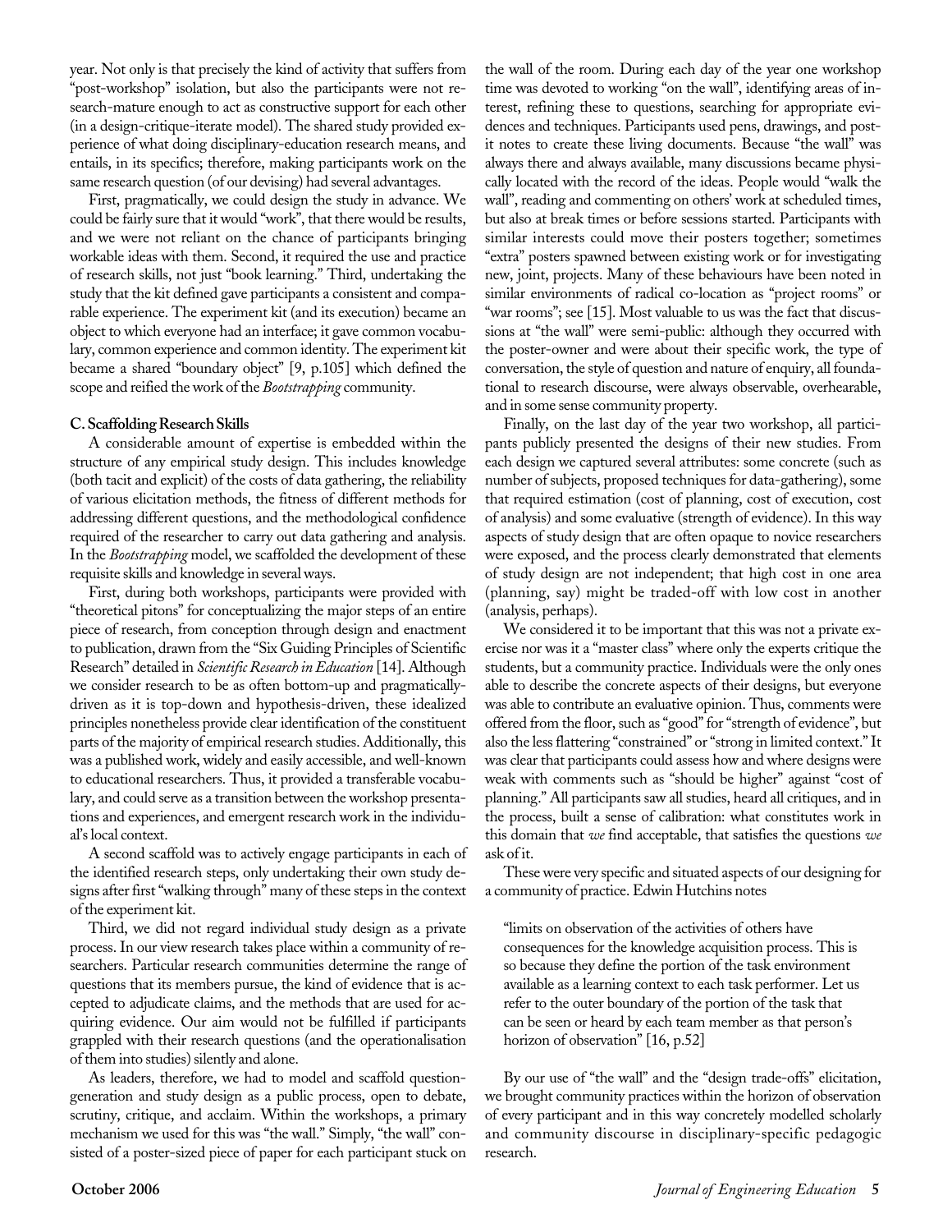year. Not only is that precisely the kind of activity that suffers from "post-workshop" isolation, but also the participants were not research-mature enough to act as constructive support for each other (in a design-critique-iterate model). The shared study provided experience of what doing disciplinary-education research means, and entails, in its specifics; therefore, making participants work on the same research question (of our devising) had several advantages.

First, pragmatically, we could design the study in advance. We could be fairly sure that it would "work", that there would be results, and we were not reliant on the chance of participants bringing workable ideas with them. Second, it required the use and practice of research skills, not just "book learning." Third, undertaking the study that the kit defined gave participants a consistent and comparable experience. The experiment kit (and its execution) became an object to which everyone had an interface; it gave common vocabulary, common experience and common identity. The experiment kit became a shared "boundary object" [9, p.105] which defined the scope and reified the work of the *Bootstrapping* community.

**C. Scaffolding Research Skills**

A considerable amount of expertise is embedded within the structure of any empirical study design. This includes knowledge (both tacit and explicit) of the costs of data gathering, the reliability of various elicitation methods, the fitness of different methods for addressing different questions, and the methodological confidence required of the researcher to carry out data gathering and analysis. In the *Bootstrapping* model, we scaffolded the development of these requisite skills and knowledge in several ways.

First, during both workshops, participants were provided with "theoretical pitons" for conceptualizing the major steps of an entire piece of research, from conception through design and enactment to publication, drawn from the "Six Guiding Principles of Scientific Research" detailed in *Scientific Research in Education* [14]. Although we consider research to be as often bottom-up and pragmatically-driven as it is top-down and hypothesis-driven, these idealized principles nonetheless provide clear identification of the constituent parts of the majority of empirical research studies. Additionally, this was a published work, widely and easily accessible, and well-known to educational researchers. Thus, it provided a transferable vocabulary, and could serve as a transition between the workshop presentations and experiences, and emergent research work in the individual's local context.

A second scaffold was to actively engage participants in each of the identified research steps, only undertaking their own study designs after first "walking through" many of these steps in the context of the experiment kit.

Third, we did not regard individual study design as a private process. In our view research takes place within a community of researchers. Particular research communities determine the range of questions that its members pursue, the kind of evidence that is accepted to adjudicate claims, and the methods that are used for acquiring evidence. Our aim would not be fulfilled if participants grappled with their research questions (and the operationalisation of them into studies) silently and alone.

As leaders, therefore, we had to model and scaffold question-generation and study design as a public process, open to debate, scrutiny, critique, and acclaim. Within the workshops, a primary mechanism we used for this was "the wall." Simply, "the wall" consisted of a poster-sized piece of paper for each participant stuck on the wall of the room. During each day of the year one workshop time was devoted to working "on the wall", identifying areas of interest, refining these to questions, searching for appropriate evidences and techniques. Participants used pens, drawings, and post-it notes to create these living documents. Because "the wall" was always there and always available, many discussions became physically located with the record of the ideas. People would "walk the wall", reading and commenting on others' work at scheduled times, but also at break times or before sessions started. Participants with similar interests could move their posters together; sometimes "extra" posters spawned between existing work or for investigating new, joint, projects. Many of these behaviours have been noted in similar environments of radical co-location as "project rooms" or "war rooms"; see [15]. Most valuable to us was the fact that discussions at "the wall" were semi-public: although they occurred with the poster-owner and were about their specific work, the type of conversation, the style of question and nature of enquiry, all foundational to research discourse, were always observable, overhearable, and in some sense community property.

Finally, on the last day of the year two workshop, all participants publicly presented the designs of their new studies. From each design we captured several attributes: some concrete (such as number of subjects, proposed techniques for data-gathering), some that required estimation (cost of planning, cost of execution, cost of analysis) and some evaluative (strength of evidence). In this way aspects of study design that are often opaque to novice researchers were exposed, and the process clearly demonstrated that elements of study design are not independent; that high cost in one area (planning, say) might be traded-off with low cost in another (analysis, perhaps).

We considered it to be important that this was not a private exercise nor was it a "master class" where only the experts critique the students, but a community practice. Individuals were the only ones able to describe the concrete aspects of their designs, but everyone was able to contribute an evaluative opinion. Thus, comments were offered from the floor, such as "good" for "strength of evidence", but also the less flattering "constrained" or "strong in limited context." It was clear that participants could assess how and where designs were weak with comments such as "should be higher" against "cost of planning." All participants saw all studies, heard all critiques, and in the process, built a sense of calibration: what constitutes work in this domain that *we* find acceptable, that satisfies the questions *we* ask of it.

These were very specific and situated aspects of our designing for a community of practice. Edwin Hutchins notes

> "limits on observation of the activities of others have consequences for the knowledge acquisition process. This is so because they define the portion of the task environment available as a learning context to each task performer. Let us refer to the outer boundary of the portion of the task that can be seen or heard by each team member as that person's horizon of observation" [16, p.52]

By our use of "the wall" and the "design trade-offs" elicitation, we brought community practices within the horizon of observation of every participant and in this way concretely modelled scholarly and community discourse in disciplinary-specific pedagogic research.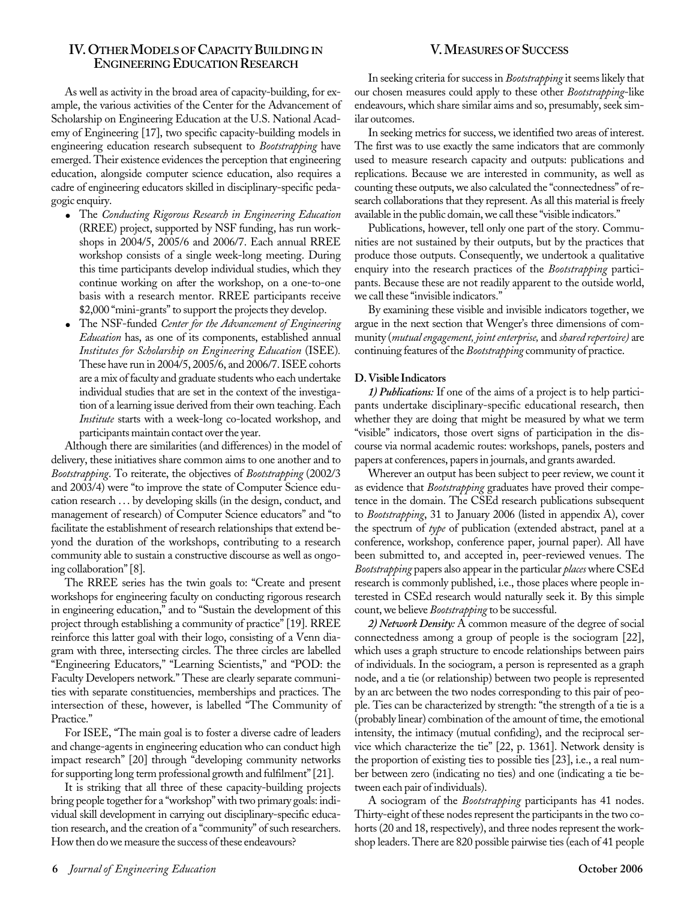## IV. Other Models of Capacity Building in Engineering Education Research

As well as activity in the broad area of capacity-building, for example, the various activities of the Center for the Advancement of Scholarship on Engineering Education at the U.S. National Academy of Engineering [17], two specific capacity-building models in engineering education research subsequent to *Bootstrapping* have emerged. Their existence evidences the perception that engineering education, alongside computer science education, also requires a cadre of engineering educators skilled in disciplinary-specific pedagogic enquiry.

- The *Conducting Rigorous Research in Engineering Education* (RREE) project, supported by NSF funding, has run workshops in 2004/5, 2005/6 and 2006/7. Each annual RREE workshop consists of a single week-long meeting. During this time participants develop individual studies, which they continue working on after the workshop, on a one-to-one basis with a research mentor. RREE participants receive $2,000 "mini-grants" to support the projects they develop.
- The NSF-funded *Center for the Advancement of Engineering Education* has, as one of its components, established annual *Institutes for Scholarship on Engineering Education* (ISEE). These have run in 2004/5, 2005/6, and 2006/7. ISEE cohorts are a mix of faculty and graduate students who each undertake individual studies that are set in the context of the investigation of a learning issue derived from their own teaching. Each *Institute* starts with a week-long co-located workshop, and participants maintain contact over the year.

Although there are similarities (and differences) in the model of delivery, these initiatives share common aims to one another and to *Bootstrapping*. To reiterate, the objectives of *Bootstrapping* (2002/3 and 2003/4) were "to improve the state of Computer Science education research … by developing skills (in the design, conduct, and management of research) of Computer Science educators" and "to facilitate the establishment of research relationships that extend beyond the duration of the workshops, contributing to a research community able to sustain a constructive discourse as well as ongoing collaboration" [8].

The RREE series has the twin goals to: "Create and present workshops for engineering faculty on conducting rigorous research in engineering education," and to "Sustain the development of this project through establishing a community of practice" [19]. RREE reinforce this latter goal with their logo, consisting of a Venn diagram with three, intersecting circles. The three circles are labelled "Engineering Educators," "Learning Scientists," and "POD: the Faculty Developers network." These are clearly separate communities with separate constituencies, memberships and practices. The intersection of these, however, is labelled "The Community of Practice."

For ISEE, "The main goal is to foster a diverse cadre of leaders and change-agents in engineering education who can conduct high impact research" [20] through "developing community networks for supporting long term professional growth and fulfilment" [21].

It is striking that all three of these capacity-building projects bring people together for a "workshop" with two primary goals: individual skill development in carrying out disciplinary-specific education research, and the creation of a "community" of such researchers. How then do we measure the success of these endeavours?

## V. Measures of Success

In seeking criteria for success in *Bootstrapping* it seems likely that our chosen measures could apply to these other *Bootstrapping*-like endeavours, which share similar aims and so, presumably, seek similar outcomes.

In seeking metrics for success, we identified two areas of interest. The first was to use exactly the same indicators that are commonly used to measure research capacity and outputs: publications and replications. Because we are interested in community, as well as counting these outputs, we also calculated the "connectedness" of research collaborations that they represent. As all this material is freely available in the public domain, we call these "visible indicators."

Publications, however, tell only one part of the story. Communities are not sustained by their outputs, but by the practices that produce those outputs. Consequently, we undertook a qualitative enquiry into the research practices of the *Bootstrapping* participants. Because these are not readily apparent to the outside world, we call these "invisible indicators."

By examining these visible and invisible indicators together, we argue in the next section that Wenger's three dimensions of community (*mutual engagement, joint enterprise,* and *shared repertoire)* are continuing features of the *Bootstrapping* community of practice.

### D. Visible Indicators

***1) Publications:*** If one of the aims of a project is to help participants undertake disciplinary-specific educational research, then whether they are doing that might be measured by what we term "visible" indicators, those overt signs of participation in the discourse via normal academic routes: workshops, panels, posters and papers at conferences, papers in journals, and grants awarded.

Wherever an output has been subject to peer review, we count it as evidence that *Bootstrapping* graduates have proved their competence in the domain. The CSEd research publications subsequent to *Bootstrapping*, 31 to January 2006 (listed in appendix A), cover the spectrum of *type* of publication (extended abstract, panel at a conference, workshop, conference paper, journal paper). All have been submitted to, and accepted in, peer-reviewed venues. The *Bootstrapping* papers also appear in the particular *places* where CSEd research is commonly published, i.e., those places where people interested in CSEd research would naturally seek it. By this simple count, we believe *Bootstrapping* to be successful.

***2) Network Density:*** A common measure of the degree of social connectedness among a group of people is the sociogram [22], which uses a graph structure to encode relationships between pairs of individuals. In the sociogram, a person is represented as a graph node, and a tie (or relationship) between two people is represented by an arc between the two nodes corresponding to this pair of people. Ties can be characterized by strength: "the strength of a tie is a (probably linear) combination of the amount of time, the emotional intensity, the intimacy (mutual confiding), and the reciprocal service which characterize the tie" [22, p. 1361]. Network density is the proportion of existing ties to possible ties [23], i.e., a real number between zero (indicating no ties) and one (indicating a tie between each pair of individuals).

A sociogram of the *Bootstrapping* participants has 41 nodes. Thirty-eight of these nodes represent the participants in the two cohorts (20 and 18, respectively), and three nodes represent the workshop leaders. There are 820 possible pairwise ties (each of 41 people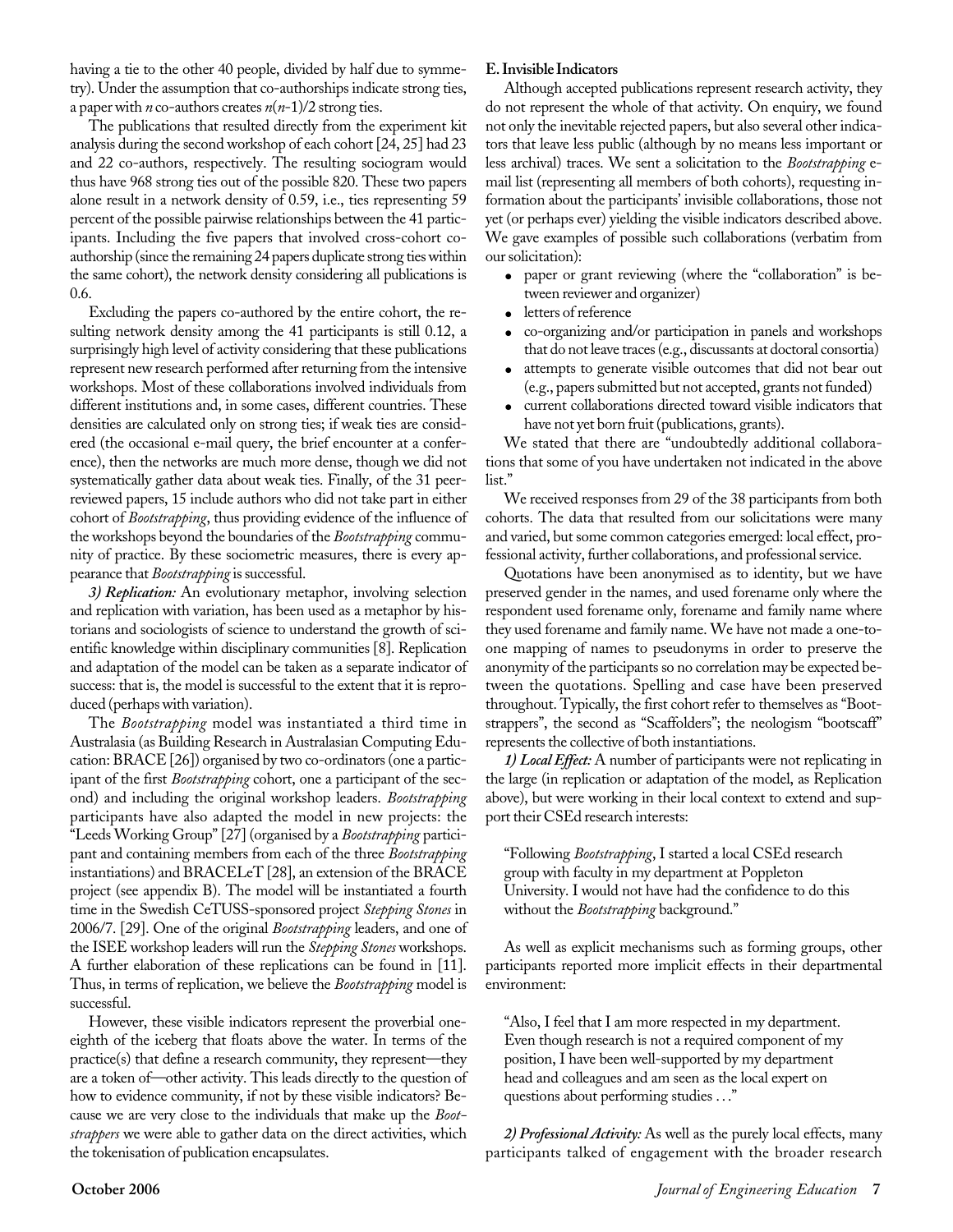having a tie to the other 40 people, divided by half due to symmetry). Under the assumption that co-authorships indicate strong ties, a paper with $n$ co-authors creates $n(n-1)/2$ strong ties.

The publications that resulted directly from the experiment kit analysis during the second workshop of each cohort [24, 25] had 23 and 22 co-authors, respectively. The resulting sociogram would thus have 968 strong ties out of the possible 820. These two papers alone result in a network density of 0.59, i.e., ties representing 59 percent of the possible pairwise relationships between the 41 participants. Including the five papers that involved cross-cohort co-authorship (since the remaining 24 papers duplicate strong ties within the same cohort), the network density considering all publications is 0.6.

Excluding the papers co-authored by the entire cohort, the resulting network density among the 41 participants is still 0.12, a surprisingly high level of activity considering that these publications represent new research performed after returning from the intensive workshops. Most of these collaborations involved individuals from different institutions and, in some cases, different countries. These densities are calculated only on strong ties; if weak ties are considered (the occasional e-mail query, the brief encounter at a conference), then the networks are much more dense, though we did not systematically gather data about weak ties. Finally, of the 31 peer-reviewed papers, 15 include authors who did not take part in either cohort of *Bootstrapping*, thus providing evidence of the influence of the workshops beyond the boundaries of the *Bootstrapping* community of practice. By these sociometric measures, there is every appearance that *Bootstrapping* is successful.

***3) Replication:*** An evolutionary metaphor, involving selection and replication with variation, has been used as a metaphor by historians and sociologists of science to understand the growth of scientific knowledge within disciplinary communities [8]. Replication and adaptation of the model can be taken as a separate indicator of success: that is, the model is successful to the extent that it is reproduced (perhaps with variation).

The *Bootstrapping* model was instantiated a third time in Australasia (as Building Research in Australasian Computing Education: BRACE [26]) organised by two co-ordinators (one a participant of the first *Bootstrapping* cohort, one a participant of the second) and including the original workshop leaders. *Bootstrapping* participants have also adapted the model in new projects: the "Leeds Working Group" [27] (organised by a *Bootstrapping* participant and containing members from each of the three *Bootstrapping* instantiations) and BRACELeT [28], an extension of the BRACE project (see appendix B). The model will be instantiated a fourth time in the Swedish CeTUSS-sponsored project *Stepping Stones* in 2006/7. [29]. One of the original *Bootstrapping* leaders, and one of the ISEE workshop leaders will run the *Stepping Stones* workshops. A further elaboration of these replications can be found in [11]. Thus, in terms of replication, we believe the *Bootstrapping* model is successful.

However, these visible indicators represent the proverbial one-eighth of the iceberg that floats above the water. In terms of the practice(s) that define a research community, they represent—they are a token of—other activity. This leads directly to the question of how to evidence community, if not by these visible indicators? Because we are very close to the individuals that make up the *Bootstrappers* we were able to gather data on the direct activities, which the tokenisation of publication encapsulates.

### E. Invisible Indicators

Although accepted publications represent research activity, they do not represent the whole of that activity. On enquiry, we found not only the inevitable rejected papers, but also several other indicators that leave less public (although by no means less important or less archival) traces. We sent a solicitation to the *Bootstrapping* e-mail list (representing all members of both cohorts), requesting information about the participants' invisible collaborations, those not yet (or perhaps ever) yielding the visible indicators described above. We gave examples of possible such collaborations (verbatim from our solicitation):

- paper or grant reviewing (where the "collaboration" is between reviewer and organizer)
- letters of reference
- co-organizing and/or participation in panels and workshops that do not leave traces (e.g., discussants at doctoral consortia)
- attempts to generate visible outcomes that did not bear out (e.g., papers submitted but not accepted, grants not funded)
- current collaborations directed toward visible indicators that have not yet born fruit (publications, grants).

We stated that there are "undoubtedly additional collaborations that some of you have undertaken not indicated in the above list."

We received responses from 29 of the 38 participants from both cohorts. The data that resulted from our solicitations were many and varied, but some common categories emerged: local effect, professional activity, further collaborations, and professional service.

Quotations have been anonymised as to identity, but we have preserved gender in the names, and used forename only where the respondent used forename only, forename and family name where they used forename and family name. We have not made a one-to-one mapping of names to pseudonyms in order to preserve the anonymity of the participants so no correlation may be expected between the quotations. Spelling and case have been preserved throughout. Typically, the first cohort refer to themselves as "Bootstrappers", the second as "Scaffolders"; the neologism "bootscaff" represents the collective of both instantiations.

***1) Local Effect:*** A number of participants were not replicating in the large (in replication or adaptation of the model, as Replication above), but were working in their local context to extend and support their CSEd research interests:

> "Following *Bootstrapping*, I started a local CSEd research group with faculty in my department at Poppleton University. I would not have had the confidence to do this without the *Bootstrapping* background."

As well as explicit mechanisms such as forming groups, other participants reported more implicit effects in their departmental environment:

> "Also, I feel that I am more respected in my department. Even though research is not a required component of my position, I have been well-supported by my department head and colleagues and am seen as the local expert on questions about performing studies . . ."

***2) Professional Activity:*** As well as the purely local effects, many participants talked of engagement with the broader research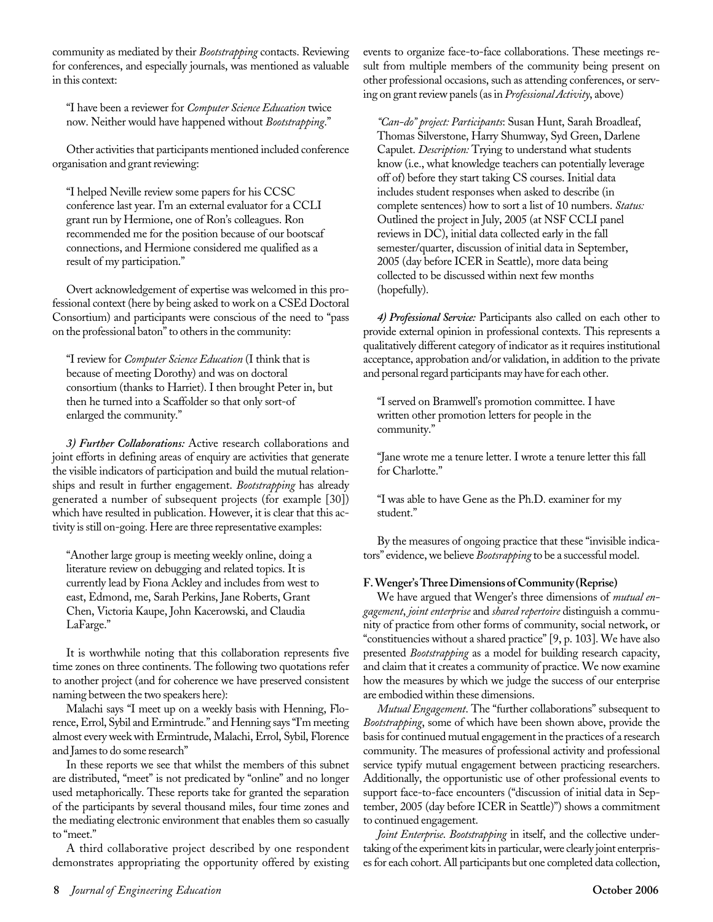community as mediated by their *Bootstrapping* contacts. Reviewing for conferences, and especially journals, was mentioned as valuable in this context:

> "I have been a reviewer for *Computer Science Education* twice now. Neither would have happened without *Bootstrapping*."

Other activities that participants mentioned included conference organisation and grant reviewing:

> "I helped Neville review some papers for his CCSC conference last year. I'm an external evaluator for a CCLI grant run by Hermione, one of Ron's colleagues. Ron recommended me for the position because of our bootscaf connections, and Hermione considered me qualified as a result of my participation."

Overt acknowledgement of expertise was welcomed in this professional context (here by being asked to work on a CSEd Doctoral Consortium) and participants were conscious of the need to "pass on the professional baton" to others in the community:

> "I review for *Computer Science Education* (I think that is because of meeting Dorothy) and was on doctoral consortium (thanks to Harriet). I then brought Peter in, but then he turned into a Scaffolder so that only sort-of enlarged the community."

***3) Further Collaborations:*** Active research collaborations and joint efforts in defining areas of enquiry are activities that generate the visible indicators of participation and build the mutual relationships and result in further engagement. *Bootstrapping* has already generated a number of subsequent projects (for example [30]) which have resulted in publication. However, it is clear that this activity is still on-going. Here are three representative examples:

> "Another large group is meeting weekly online, doing a literature review on debugging and related topics. It is currently lead by Fiona Ackley and includes from west to east, Edmond, me, Sarah Perkins, Jane Roberts, Grant Chen, Victoria Kaupe, John Kacerowski, and Claudia LaFarge."

It is worthwhile noting that this collaboration represents five time zones on three continents. The following two quotations refer to another project (and for coherence we have preserved consistent naming between the two speakers here):

Malachi says "I meet up on a weekly basis with Henning, Florence, Errol, Sybil and Ermintrude." and Henning says "I'm meeting almost every week with Ermintrude, Malachi, Errol, Sybil, Florence and James to do some research"

In these reports we see that whilst the members of this subnet are distributed, "meet" is not predicated by "online" and no longer used metaphorically. These reports take for granted the separation of the participants by several thousand miles, four time zones and the mediating electronic environment that enables them so casually to "meet."

A third collaborative project described by one respondent demonstrates appropriating the opportunity offered by existing events to organize face-to-face collaborations. These meetings result from multiple members of the community being present on other professional occasions, such as attending conferences, or serving on grant review panels (as in *Professional Activity*, above)

> *"Can-do" project: Participants*: Susan Hunt, Sarah Broadleaf, Thomas Silverstone, Harry Shumway, Syd Green, Darlene Capulet. *Description:* Trying to understand what students know (i.e., what knowledge teachers can potentially leverage off of) before they start taking CS courses. Initial data includes student responses when asked to describe (in complete sentences) how to sort a list of 10 numbers. *Status:* Outlined the project in July, 2005 (at NSF CCLI panel reviews in DC), initial data collected early in the fall semester/quarter, discussion of initial data in September, 2005 (day before ICER in Seattle), more data being collected to be discussed within next few months (hopefully).

***4) Professional Service:*** Participants also called on each other to provide external opinion in professional contexts. This represents a qualitatively different category of indicator as it requires institutional acceptance, approbation and/or validation, in addition to the private and personal regard participants may have for each other.

> "I served on Bramwell's promotion committee. I have written other promotion letters for people in the community."

> "Jane wrote me a tenure letter. I wrote a tenure letter this fall for Charlotte."

> "I was able to have Gene as the Ph.D. examiner for my student."

By the measures of ongoing practice that these "invisible indicators" evidence, we believe *Bootstrapping* to be a successful model.

### F. Wenger's Three Dimensions of Community (Reprise)

We have argued that Wenger's three dimensions of *mutual engagement*, *joint enterprise* and *shared repertoire* distinguish a community of practice from other forms of community, social network, or "constituencies without a shared practice" [9, p. 103]. We have also presented *Bootstrapping* as a model for building research capacity, and claim that it creates a community of practice. We now examine how the measures by which we judge the success of our enterprise are embodied within these dimensions.

*Mutual Engagement*. The "further collaborations" subsequent to *Bootstrapping*, some of which have been shown above, provide the basis for continued mutual engagement in the practices of a research community. The measures of professional activity and professional service typify mutual engagement between practicing researchers. Additionally, the opportunistic use of other professional events to support face-to-face encounters ("discussion of initial data in September, 2005 (day before ICER in Seattle)") shows a commitment to continued engagement.

*Joint Enterprise*. *Bootstrapping* in itself, and the collective undertaking of the experiment kits in particular, were clearly joint enterprises for each cohort. All participants but one completed data collection,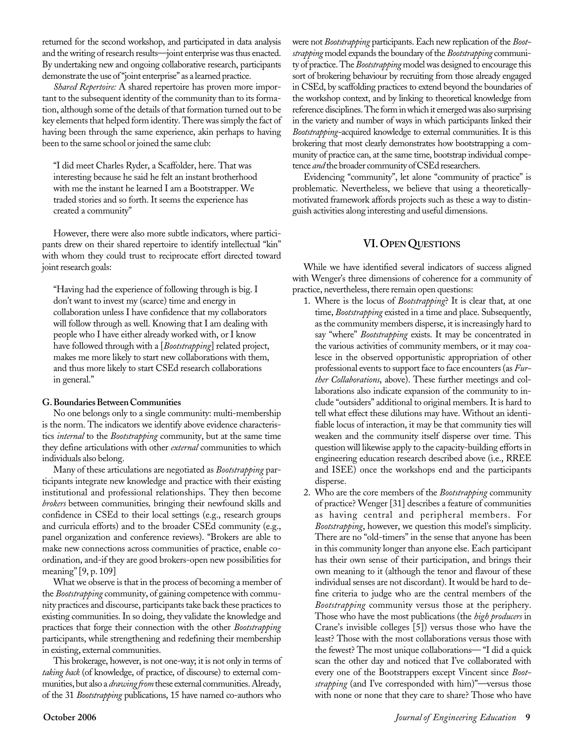returned for the second workshop, and participated in data analysis and the writing of research results—joint enterprise was thus enacted. By undertaking new and ongoing collaborative research, participants demonstrate the use of "joint enterprise" as a learned practice.

*Shared Repertoire:* A shared repertoire has proven more important to the subsequent identity of the community than to its formation, although some of the details of that formation turned out to be key elements that helped form identity. There was simply the fact of having been through the same experience, akin perhaps to having been to the same school or joined the same club:

> "I did meet Charles Ryder, a Scaffolder, here. That was interesting because he said he felt an instant brotherhood with me the instant he learned I am a Bootstrapper. We traded stories and so forth. It seems the experience has created a community"

However, there were also more subtle indicators, where participants drew on their shared repertoire to identify intellectual "kin" with whom they could trust to reciprocate effort directed toward joint research goals:

> "Having had the experience of following through is big. I don't want to invest my (scarce) time and energy in collaboration unless I have confidence that my collaborators will follow through as well. Knowing that I am dealing with people who I have either already worked with, or I know have followed through with a [*Bootstrapping*] related project, makes me more likely to start new collaborations with them, and thus more likely to start CSEd research collaborations in general."

### G. Boundaries Between Communities

No one belongs only to a single community: multi-membership is the norm. The indicators we identify above evidence characteristics *internal* to the *Bootstrapping* community, but at the same time they define articulations with other *external* communities to which individuals also belong.

Many of these articulations are negotiated as *Bootstrapping* participants integrate new knowledge and practice with their existing institutional and professional relationships. They then become *brokers* between communities, bringing their newfound skills and confidence in CSEd to their local settings (e.g., research groups and curricula efforts) and to the broader CSEd community (e.g., panel organization and conference reviews). "Brokers are able to make new connections across communities of practice, enable co-ordination, and-if they are good brokers-open new possibilities for meaning" [9, p. 109]

What we observe is that in the process of becoming a member of the *Bootstrapping* community, of gaining competence with community practices and discourse, participants take back these practices to existing communities. In so doing, they validate the knowledge and practices that forge their connection with the other *Bootstrapping* participants, while strengthening and redefining their membership in existing, external communities.

This brokerage, however, is not one-way; it is not only in terms of *taking back* (of knowledge, of practice, of discourse) to external communities, but also a *drawing from* these external communities. Already, of the 31 *Bootstrapping* publications, 15 have named co-authors who were not *Bootstrapping* participants. Each new replication of the *Bootstrapping* model expands the boundary of the *Bootstrapping* community of practice. The *Bootstrapping* model was designed to encourage this sort of brokering behaviour by recruiting from those already engaged in CSEd, by scaffolding practices to extend beyond the boundaries of the workshop context, and by linking to theoretical knowledge from reference disciplines. The form in which it emerged was also surprising in the variety and number of ways in which participants linked their *Bootstrapping*-acquired knowledge to external communities. It is this brokering that most clearly demonstrates how bootstrapping a community of practice can, at the same time, bootstrap individual competence *and* the broader community of CSEd researchers.

Evidencing "community", let alone "community of practice" is problematic. Nevertheless, we believe that using a theoretically-motivated framework affords projects such as these a way to distinguish activities along interesting and useful dimensions.

## VI. Open Questions

While we have identified several indicators of success aligned with Wenger's three dimensions of coherence for a community of practice, nevertheless, there remain open questions:

1. Where is the locus of *Bootstrapping*? It is clear that, at one time, *Bootstrapping* existed in a time and place. Subsequently, as the community members disperse, it is increasingly hard to say "where" *Bootstrapping* exists. It may be concentrated in the various activities of community members, or it may coalesce in the observed opportunistic appropriation of other professional events to support face to face encounters (as *Further Collaborations*, above). These further meetings and collaborations also indicate expansion of the community to include "outsiders" additional to original members. It is hard to tell what effect these dilutions may have. Without an identifiable locus of interaction, it may be that community ties will weaken and the community itself disperse over time. This question will likewise apply to the capacity-building efforts in engineering education research described above (i.e., RREE and ISEE) once the workshops end and the participants disperse.
2. Who are the core members of the *Bootstrapping* community of practice? Wenger [31] describes a feature of communities as having central and peripheral members. For *Bootstrapping*, however, we question this model's simplicity. There are no "old-timers" in the sense that anyone has been in this community longer than anyone else. Each participant has their own sense of their participation, and brings their own meaning to it (although the tenor and flavour of these individual senses are not discordant). It would be hard to define criteria to judge who are the central members of the *Bootstrapping* community versus those at the periphery. Those who have the most publications (the *high producers* in Crane's invisible colleges [5]) versus those who have the least? Those with the most collaborations versus those with the fewest? The most unique collaborations— "I did a quick scan the other day and noticed that I've collaborated with every one of the Bootstrappers except Vincent since *Bootstrapping* (and I've corresponded with him)"—versus those with none or none that they care to share? Those who have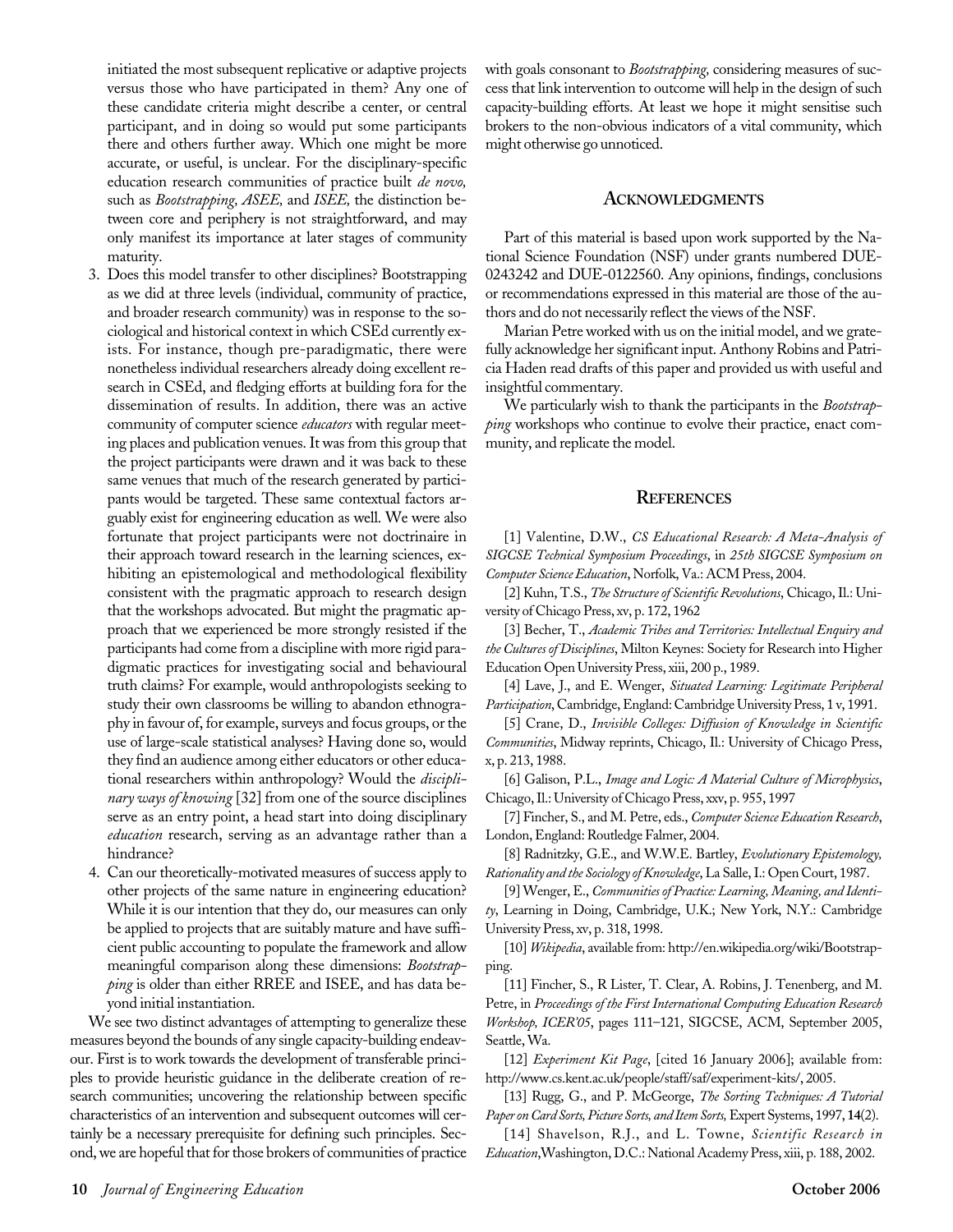initiated the most subsequent replicative or adaptive projects versus those who have participated in them? Any one of these candidate criteria might describe a center, or central participant, and in doing so would put some participants there and others further away. Which one might be more accurate, or useful, is unclear. For the disciplinary-specific education research communities of practice built *de novo,* such as *Bootstrapping, ASEE,* and *ISEE,* the distinction between core and periphery is not straightforward, and may only manifest its importance at later stages of community maturity.

3. Does this model transfer to other disciplines? Bootstrapping as we did at three levels (individual, community of practice, and broader research community) was in response to the sociological and historical context in which CSEd currently exists. For instance, though pre-paradigmatic, there were nonetheless individual researchers already doing excellent research in CSEd, and fledging efforts at building fora for the dissemination of results. In addition, there was an active community of computer science *educators* with regular meeting places and publication venues. It was from this group that the project participants were drawn and it was back to these same venues that much of the research generated by participants would be targeted. These same contextual factors arguably exist for engineering education as well. We were also fortunate that project participants were not doctrinaire in their approach toward research in the learning sciences, exhibiting an epistemological and methodological flexibility consistent with the pragmatic approach to research design that the workshops advocated. But might the pragmatic approach that we experienced be more strongly resisted if the participants had come from a discipline with more rigid paradigmatic practices for investigating social and behavioural truth claims? For example, would anthropologists seeking to study their own classrooms be willing to abandon ethnography in favour of, for example, surveys and focus groups, or the use of large-scale statistical analyses? Having done so, would they find an audience among either educators or other educational researchers within anthropology? Would the *disciplinary ways of knowing* [32] from one of the source disciplines serve as an entry point, a head start into doing disciplinary *education* research, serving as an advantage rather than a hindrance?
4. Can our theoretically-motivated measures of success apply to other projects of the same nature in engineering education? While it is our intention that they do, our measures can only be applied to projects that are suitably mature and have sufficient public accounting to populate the framework and allow meaningful comparison along these dimensions: *Bootstrapping* is older than either RREE and ISEE, and has data beyond initial instantiation.

We see two distinct advantages of attempting to generalize these measures beyond the bounds of any single capacity-building endeavour. First is to work towards the development of transferable principles to provide heuristic guidance in the deliberate creation of research communities; uncovering the relationship between specific characteristics of an intervention and subsequent outcomes will certainly be a necessary prerequisite for defining such principles. Second, we are hopeful that for those brokers of communities of practice with goals consonant to *Bootstrapping,* considering measures of success that link intervention to outcome will help in the design of such capacity-building efforts. At least we hope it might sensitise such brokers to the non-obvious indicators of a vital community, which might otherwise go unnoticed.

## Acknowledgments

Part of this material is based upon work supported by the National Science Foundation (NSF) under grants numbered DUE-0243242 and DUE-0122560. Any opinions, findings, conclusions or recommendations expressed in this material are those of the authors and do not necessarily reflect the views of the NSF.

Marian Petre worked with us on the initial model, and we gratefully acknowledge her significant input. Anthony Robins and Patricia Haden read drafts of this paper and provided us with useful and insightful commentary.

We particularly wish to thank the participants in the *Bootstrapping* workshops who continue to evolve their practice, enact community, and replicate the model.

## References

[1] Valentine, D.W., *CS Educational Research: A Meta-Analysis of SIGCSE Technical Symposium Proceedings*, in *25th SIGCSE Symposium on Computer Science Education*, Norfolk, Va.: ACM Press, 2004.

[2] Kuhn, T.S., *The Structure of Scientific Revolutions*, Chicago, Il.: University of Chicago Press, xv, p. 172, 1962

[3] Becher, T., *Academic Tribes and Territories: Intellectual Enquiry and the Cultures of Disciplines*, Milton Keynes: Society for Research into Higher Education Open University Press, xiii, 200 p., 1989.

[4] Lave, J., and E. Wenger, *Situated Learning: Legitimate Peripheral Participation*, Cambridge, England: Cambridge University Press, 1 v, 1991.

[5] Crane, D., *Invisible Colleges: Diffusion of Knowledge in Scientific Communities*, Midway reprints, Chicago, Il.: University of Chicago Press, x, p. 213, 1988.

[6] Galison, P.L., *Image and Logic: A Material Culture of Microphysics*, Chicago, Il.: University of Chicago Press, xxv, p. 955, 1997

[7] Fincher, S., and M. Petre, eds., *Computer Science Education Research*, London, England: Routledge Falmer, 2004.

[8] Radnitzky, G.E., and W.W.E. Bartley, *Evolutionary Epistemology, Rationality and the Sociology of Knowledge*, La Salle, I.: Open Court, 1987.

[9] Wenger, E., *Communities of Practice: Learning, Meaning, and Identity*, Learning in Doing, Cambridge, U.K.; New York, N.Y.: Cambridge University Press, xv, p. 318, 1998.

[10] *Wikipedia*, available from: http://en.wikipedia.org/wiki/Bootstrapping.

[11] Fincher, S., R Lister, T. Clear, A. Robins, J. Tenenberg, and M. Petre, in *Proceedings of the First International Computing Education Research Workshop, ICER'05*, pages 111–121, SIGCSE, ACM, September 2005, Seattle, Wa.

[12] *Experiment Kit Page*, [cited 16 January 2006]; available from: http://www.cs.kent.ac.uk/people/staff/saf/experiment-kits/, 2005.

[13] Rugg, G., and P. McGeorge, *The Sorting Techniques: A Tutorial Paper on Card Sorts, Picture Sorts, and Item Sorts,* Expert Systems, 1997, **14**(2).

[14] Shavelson, R.J., and L. Towne, *Scientific Research in Education*, Washington, D.C.: National Academy Press, xiii, p. 188, 2002.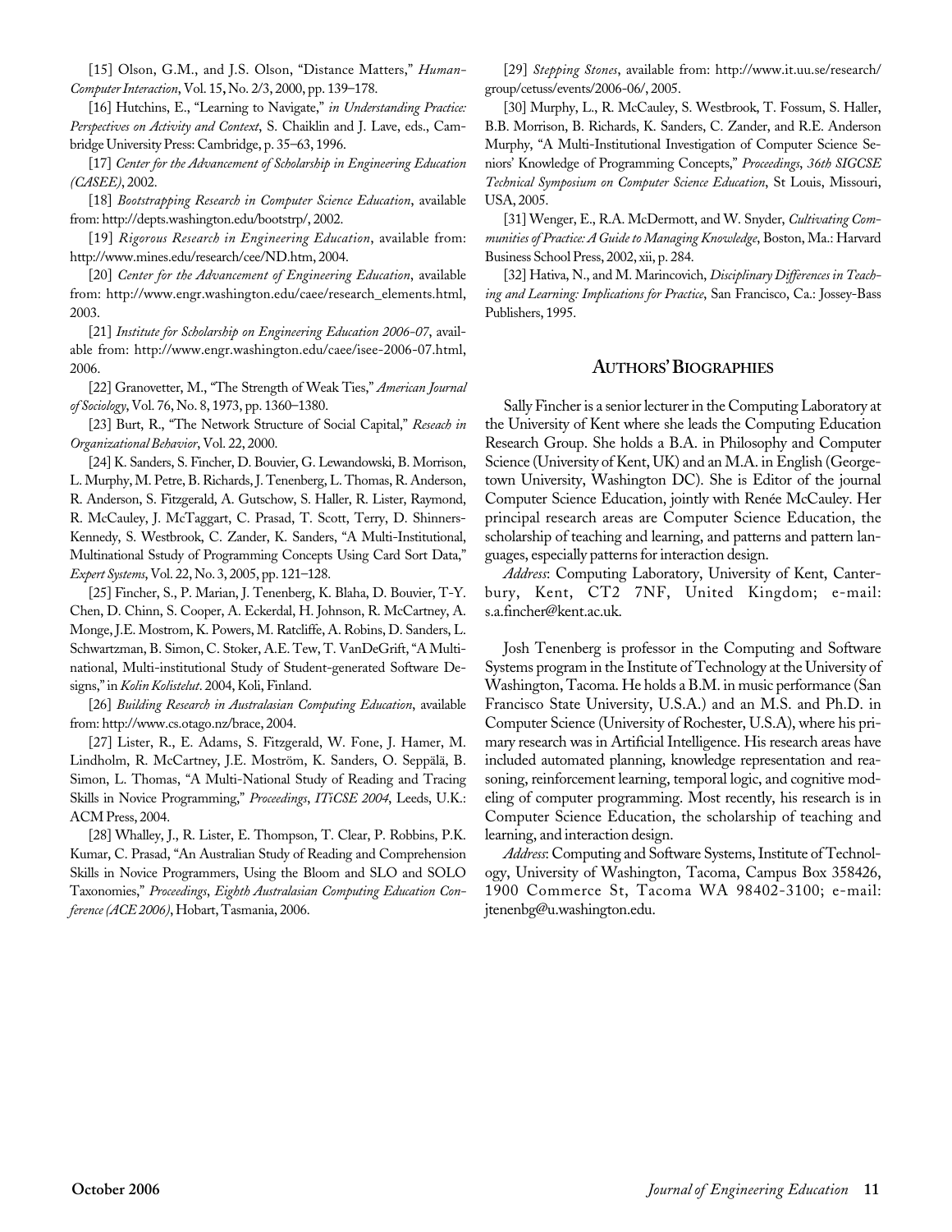[15] Olson, G.M., and J.S. Olson, "Distance Matters," *Human-Computer Interaction*, Vol. 15, No. 2/3, 2000, pp. 139–178.

[16] Hutchins, E., "Learning to Navigate," *in Understanding Practice: Perspectives on Activity and Context*, S. Chaiklin and J. Lave, eds., Cambridge University Press: Cambridge, p. 35–63, 1996.

[17] *Center for the Advancement of Scholarship in Engineering Education (CASEE)*, 2002.

[18] *Bootstrapping Research in Computer Science Education*, available from: http://depts.washington.edu/bootstrp/, 2002.

[19] *Rigorous Research in Engineering Education*, available from: http://www.mines.edu/research/cee/ND.htm, 2004.

[20] *Center for the Advancement of Engineering Education*, available from: http://www.engr.washington.edu/caee/research_elements.html, 2003.

[21] *Institute for Scholarship on Engineering Education 2006-07*, available from: http://www.engr.washington.edu/caee/isee-2006-07.html, 2006.

[22] Granovetter, M., "The Strength of Weak Ties," *American Journal of Sociology*, Vol. 76, No. 8, 1973, pp. 1360–1380.

[23] Burt, R., "The Network Structure of Social Capital," *Reseach in Organizational Behavior*, Vol. 22, 2000.

[24] K. Sanders, S. Fincher, D. Bouvier, G. Lewandowski, B. Morrison, L. Murphy, M. Petre, B. Richards, J. Tenenberg, L. Thomas, R. Anderson, R. Anderson, S. Fitzgerald, A. Gutschow, S. Haller, R. Lister, Raymond, R. McCauley, J. McTaggart, C. Prasad, T. Scott, Terry, D. Shinners-Kennedy, S. Westbrook, C. Zander, K. Sanders, "A Multi-Institutional, Multinational Sstudy of Programming Concepts Using Card Sort Data," *Expert Systems*, Vol. 22, No. 3, 2005, pp. 121–128.

[25] Fincher, S., P. Marian, J. Tenenberg, K. Blaha, D. Bouvier, T-Y. Chen, D. Chinn, S. Cooper, A. Eckerdal, H. Johnson, R. McCartney, A. Monge, J.E. Mostrom, K. Powers, M. Ratcliffe, A. Robins, D. Sanders, L. Schwartzman, B. Simon, C. Stoker, A.E. Tew, T. VanDeGrift, "A Multi-national, Multi-institutional Study of Student-generated Software Designs," in *Kolin Kolistelut*. 2004, Koli, Finland.

[26] *Building Research in Australasian Computing Education*, available from: http://www.cs.otago.nz/brace, 2004.

[27] Lister, R., E. Adams, S. Fitzgerald, W. Fone, J. Hamer, M. Lindholm, R. McCartney, J.E. Moström, K. Sanders, O. Seppälä, B. Simon, L. Thomas, "A Multi-National Study of Reading and Tracing Skills in Novice Programming," *Proceedings*, *ITiCSE 2004*, Leeds, U.K.: ACM Press, 2004.

[28] Whalley, J., R. Lister, E. Thompson, T. Clear, P. Robbins, P.K. Kumar, C. Prasad, "An Australian Study of Reading and Comprehension Skills in Novice Programmers, Using the Bloom and SLO and SOLO Taxonomies," *Proceedings*, *Eighth Australasian Computing Education Conference (ACE 2006)*, Hobart, Tasmania, 2006.

[29] *Stepping Stones*, available from: http://www.it.uu.se/research/group/cetuss/events/2006-06/, 2005.

[30] Murphy, L., R. McCauley, S. Westbrook, T. Fossum, S. Haller, B.B. Morrison, B. Richards, K. Sanders, C. Zander, and R.E. Anderson Murphy, "A Multi-Institutional Investigation of Computer Science Seniors' Knowledge of Programming Concepts," *Proceedings*, *36th SIGCSE Technical Symposium on Computer Science Education*, St Louis, Missouri, USA, 2005.

[31] Wenger, E., R.A. McDermott, and W. Snyder, *Cultivating Communities of Practice: A Guide to Managing Knowledge*, Boston, Ma.: Harvard Business School Press, 2002, xii, p. 284.

[32] Hativa, N., and M. Marincovich, *Disciplinary Differences in Teaching and Learning: Implications for Practice*, San Francisco, Ca.: Jossey-Bass Publishers, 1995.

## AUTHORS' BIOGRAPHIES

Sally Fincher is a senior lecturer in the Computing Laboratory at the University of Kent where she leads the Computing Education Research Group. She holds a B.A. in Philosophy and Computer Science (University of Kent, UK) and an M.A. in English (Georgetown University, Washington DC). She is Editor of the journal Computer Science Education, jointly with Renée McCauley. Her principal research areas are Computer Science Education, the scholarship of teaching and learning, and patterns and pattern languages, especially patterns for interaction design.

*Address*: Computing Laboratory, University of Kent, Canterbury, Kent, CT2 7NF, United Kingdom; e-mail: s.a.fincher@kent.ac.uk.

Josh Tenenberg is professor in the Computing and Software Systems program in the Institute of Technology at the University of Washington, Tacoma. He holds a B.M. in music performance (San Francisco State University, U.S.A.) and an M.S. and Ph.D. in Computer Science (University of Rochester, U.S.A.), where his primary research was in Artificial Intelligence. His research areas have included automated planning, knowledge representation and reasoning, reinforcement learning, temporal logic, and cognitive modeling of computer programming. Most recently, his research is in Computer Science Education, the scholarship of teaching and learning, and interaction design.

*Address*: Computing and Software Systems, Institute of Technology, University of Washington, Tacoma, Campus Box 358426, 1900 Commerce St, Tacoma WA 98402-3100; e-mail: jtenenbg@u.washington.edu.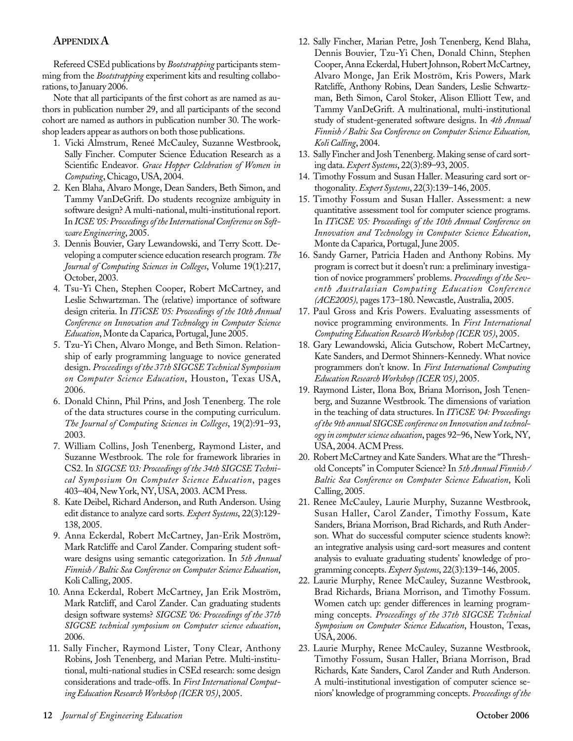## APPENDIX A

Refereed CSEd publications by *Bootstrapping* participants stemming from the *Bootstrapping* experiment kits and resulting collaborations, to January 2006.

Note that all participants of the first cohort as are named as authors in publication number 29, and all participants of the second cohort are named as authors in publication number 30. The workshop leaders appear as authors on both those publications.

1. Vicki Almstrum, Reneé McCauley, Suzanne Westbrook, Sally Fincher. Computer Science Education Research as a Scientific Endeavor. *Grace Hopper Celebration of Women in Computing*, Chicago, USA, 2004.
2. Ken Blaha, Alvaro Monge, Dean Sanders, Beth Simon, and Tammy VanDeGrift. Do students recognize ambiguity in software design? A multi-national, multi-institutional report. In *ICSE '05: Proceedings of the International Conference on Software Engineering*, 2005.
3. Dennis Bouvier, Gary Lewandowski, and Terry Scott. Developing a computer science education research program. *The Journal of Computing Sciences in Colleges*, Volume 19(1):217, October, 2003.
4. Tsu-Yi Chen, Stephen Cooper, Robert McCartney, and Leslie Schwartzman. The (relative) importance of software design criteria. In *ITiCSE '05: Proceedings of the 10th Annual Conference on Innovation and Technology in Computer Science Education*, Monte da Caparica, Portugal, June 2005.
5. Tzu-Yi Chen, Alvaro Monge, and Beth Simon. Relationship of early programming language to novice generated design. *Proceedings of the 37th SIGCSE Technical Symposium on Computer Science Education*, Houston, Texas USA, 2006.
6. Donald Chinn, Phil Prins, and Josh Tenenberg. The role of the data structures course in the computing curriculum. *The Journal of Computing Sciences in Colleges*, 19(2):91–93, 2003.
7. William Collins, Josh Tenenberg, Raymond Lister, and Suzanne Westbrook. The role for framework libraries in CS2. In *SIGCSE '03: Proceedings of the 34th SIGCSE Technical Symposium On Computer Science Education*, pages 403–404, New York, NY, USA, 2003. ACM Press.
8. Kate Deibel, Richard Anderson, and Ruth Anderson. Using edit distance to analyze card sorts. *Expert Systems*, 22(3):129-138, 2005.
9. Anna Eckerdal, Robert McCartney, Jan-Erik Moström, Mark Ratcliffe and Carol Zander. Comparing student software designs using semantic categorization. In *5th Annual Finnish / Baltic Sea Conference on Computer Science Education*, Koli Calling, 2005.
10. Anna Eckerdal, Robert McCartney, Jan Erik Moström, Mark Ratcliff, and Carol Zander. Can graduating students design software systems? *SIGCSE '06: Proceedings of the 37th SIGCSE technical symposium on Computer science education*, 2006.
11. Sally Fincher, Raymond Lister, Tony Clear, Anthony Robins, Josh Tenenberg, and Marian Petre. Multi-institutional, multi-national studies in CSEd research: some design considerations and trade-offs. In *First International Computing Education Research Workshop (ICER '05)*, 2005.
12. Sally Fincher, Marian Petre, Josh Tenenberg, Kend Blaha, Dennis Bouvier, Tzu-Yi Chen, Donald Chinn, Stephen Cooper, Anna Eckerdal, Hubert Johnson, Robert McCartney, Alvaro Monge, Jan Erik Moström, Kris Powers, Mark Ratcliffe, Anthony Robins, Dean Sanders, Leslie Schwartzman, Beth Simon, Carol Stoker, Alison Elliott Tew, and Tammy VanDeGrift. A multinational, multi-institutional study of student-generated software designs. In *4th Annual Finnish / Baltic Sea Conference on Computer Science Education, Koli Calling*, 2004.
13. Sally Fincher and Josh Tenenberg. Making sense of card sorting data. *Expert Systems*, 22(3):89–93, 2005.
14. Timothy Fossum and Susan Haller. Measuring card sort orthogonality. *Expert Systems*, 22(3):139–146, 2005.
15. Timothy Fossum and Susan Haller. Assessment: a new quantitative assessment tool for computer science programs. In *ITiCSE '05: Proceedings of the 10th Annual Conference on Innovation and Technology in Computer Science Education*, Monte da Caparica, Portugal, June 2005.
16. Sandy Garner, Patricia Haden and Anthony Robins. My program is correct but it doesn't run: a preliminary investigation of novice programmers' problems. *Proceedings of the Seventh Australasian Computing Education Conference (ACE2005)*, pages 173–180. Newcastle, Australia, 2005.
17. Paul Gross and Kris Powers. Evaluating assessments of novice programming environments. In *First International Computing Education Research Workshop (ICER '05)*, 2005.
18. Gary Lewandowski, Alicia Gutschow, Robert McCartney, Kate Sanders, and Dermot Shinners-Kennedy. What novice programmers don't know. In *First International Computing Education Research Workshop (ICER '05)*, 2005.
19. Raymond Lister, Ilona Box, Briana Morrison, Josh Tenenberg, and Suzanne Westbrook. The dimensions of variation in the teaching of data structures. In *ITiCSE '04: Proceedings of the 9th annual SIGCSE conference on Innovation and technology in computer science education*, pages 92–96, New York, NY, USA, 2004. ACM Press.
20. Robert McCartney and Kate Sanders. What are the "Threshold Concepts" in Computer Science? In *5th Annual Finnish / Baltic Sea Conference on Computer Science Education*, Koli Calling, 2005.
21. Renee McCauley, Laurie Murphy, Suzanne Westbrook, Susan Haller, Carol Zander, Timothy Fossum, Kate Sanders, Briana Morrison, Brad Richards, and Ruth Anderson. What do successful computer science students know?: an integrative analysis using card-sort measures and content analysis to evaluate graduating students' knowledge of programming concepts. *Expert Systems*, 22(3):139–146, 2005.
22. Laurie Murphy, Renee McCauley, Suzanne Westbrook, Brad Richards, Briana Morrison, and Timothy Fossum. Women catch up: gender differences in learning programming concepts. *Proceedings of the 37th SIGCSE Technical Symposium on Computer Science Education*, Houston, Texas, USA, 2006.
23. Laurie Murphy, Renee McCauley, Suzanne Westbrook, Timothy Fossum, Susan Haller, Briana Morrison, Brad Richards, Kate Sanders, Carol Zander and Ruth Anderson. A multi-institutional investigation of computer science seniors' knowledge of programming concepts. *Proceedings of the*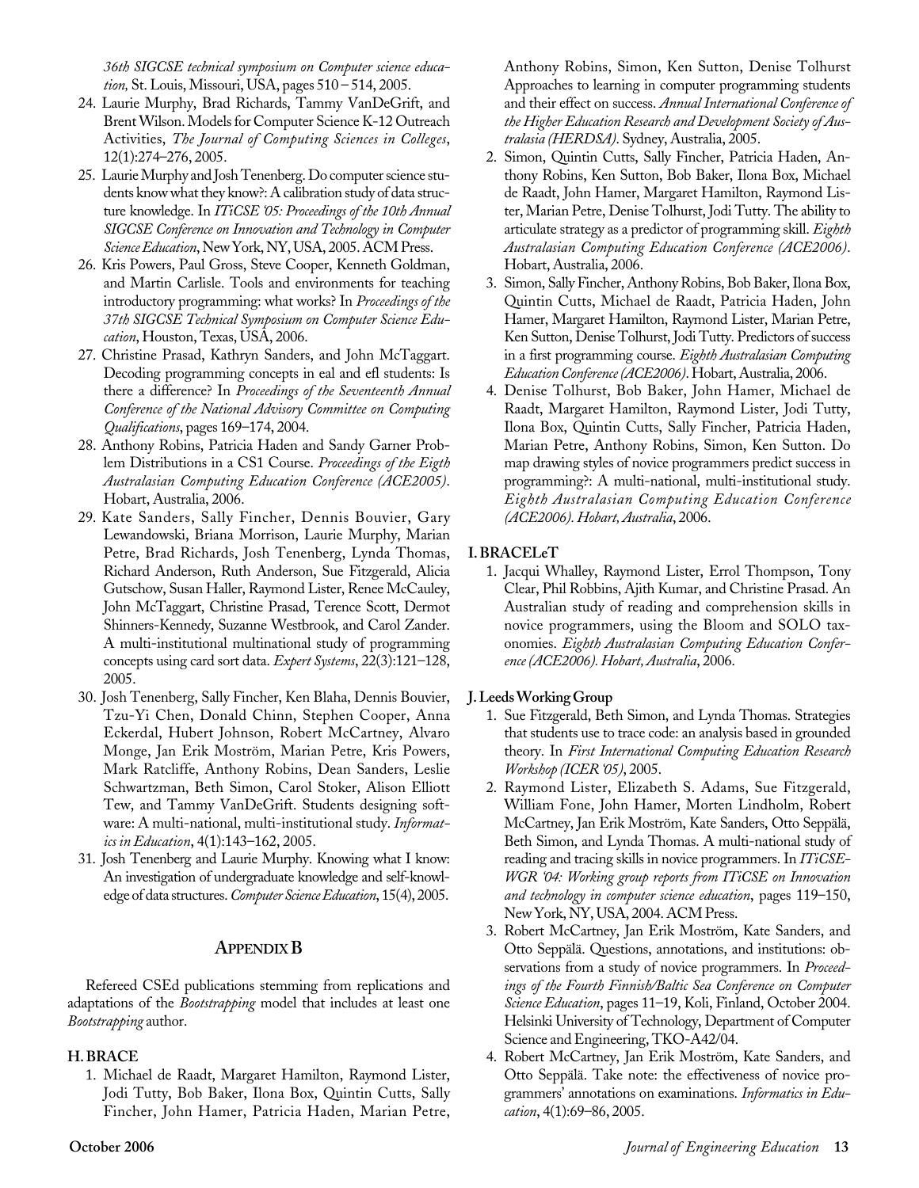*36th SIGCSE technical symposium on Computer science education,* St. Louis, Missouri, USA, pages 510 – 514, 2005.

24. Laurie Murphy, Brad Richards, Tammy VanDeGrift, and Brent Wilson. Models for Computer Science K-12 Outreach Activities, *The Journal of Computing Sciences in Colleges*, 12(1):274–276, 2005.
25. Laurie Murphy and Josh Tenenberg. Do computer science students know what they know?: A calibration study of data structure knowledge. In *ITiCSE '05: Proceedings of the 10th Annual SIGCSE Conference on Innovation and Technology in Computer Science Education*, New York, NY, USA, 2005. ACM Press.
26. Kris Powers, Paul Gross, Steve Cooper, Kenneth Goldman, and Martin Carlisle. Tools and environments for teaching introductory programming: what works? In *Proceedings of the 37th SIGCSE Technical Symposium on Computer Science Education*, Houston, Texas, USA, 2006.
27. Christine Prasad, Kathryn Sanders, and John McTaggart. Decoding programming concepts in eal and efl students: Is there a difference? In *Proceedings of the Seventeenth Annual Conference of the National Advisory Committee on Computing Qualifications*, pages 169–174, 2004.
28. Anthony Robins, Patricia Haden and Sandy Garner Problem Distributions in a CS1 Course. *Proceedings of the Eigth Australasian Computing Education Conference (ACE2005)*. Hobart, Australia, 2006.
29. Kate Sanders, Sally Fincher, Dennis Bouvier, Gary Lewandowski, Briana Morrison, Laurie Murphy, Marian Petre, Brad Richards, Josh Tenenberg, Lynda Thomas, Richard Anderson, Ruth Anderson, Sue Fitzgerald, Alicia Gutschow, Susan Haller, Raymond Lister, Renee McCauley, John McTaggart, Christine Prasad, Terence Scott, Dermot Shinners-Kennedy, Suzanne Westbrook, and Carol Zander. A multi-institutional multinational study of programming concepts using card sort data. *Expert Systems*, 22(3):121–128, 2005.
30. Josh Tenenberg, Sally Fincher, Ken Blaha, Dennis Bouvier, Tzu-Yi Chen, Donald Chinn, Stephen Cooper, Anna Eckerdal, Hubert Johnson, Robert McCartney, Alvaro Monge, Jan Erik Moström, Marian Petre, Kris Powers, Mark Ratcliffe, Anthony Robins, Dean Sanders, Leslie Schwartzman, Beth Simon, Carol Stoker, Alison Elliott Tew, and Tammy VanDeGrift. Students designing software: A multi-national, multi-institutional study. *Informatics in Education*, 4(1):143–162, 2005.
31. Josh Tenenberg and Laurie Murphy. Knowing what I know: An investigation of undergraduate knowledge and self-knowledge of data structures. *Computer Science Education*, 15(4), 2005.

## APPENDIX B

Refereed CSEd publications stemming from replications and adaptations of the *Bootstrapping* model that includes at least one *Bootstrapping* author.

### H. BRACE

1. Michael de Raadt, Margaret Hamilton, Raymond Lister, Jodi Tutty, Bob Baker, Ilona Box, Quintin Cutts, Sally Fincher, John Hamer, Patricia Haden, Marian Petre, Anthony Robins, Simon, Ken Sutton, Denise Tolhurst Approaches to learning in computer programming students and their effect on success. *Annual International Conference of the Higher Education Research and Development Society of Australasia (HERDSA)*. Sydney, Australia, 2005.
2. Simon, Quintin Cutts, Sally Fincher, Patricia Haden, Anthony Robins, Ken Sutton, Bob Baker, Ilona Box, Michael de Raadt, John Hamer, Margaret Hamilton, Raymond Lister, Marian Petre, Denise Tolhurst, Jodi Tutty. The ability to articulate strategy as a predictor of programming skill. *Eighth Australasian Computing Education Conference (ACE2006)*. Hobart, Australia, 2006.
3. Simon, Sally Fincher, Anthony Robins, Bob Baker, Ilona Box, Quintin Cutts, Michael de Raadt, Patricia Haden, John Hamer, Margaret Hamilton, Raymond Lister, Marian Petre, Ken Sutton, Denise Tolhurst, Jodi Tutty. Predictors of success in a first programming course. *Eighth Australasian Computing Education Conference (ACE2006)*. Hobart, Australia, 2006.
4. Denise Tolhurst, Bob Baker, John Hamer, Michael de Raadt, Margaret Hamilton, Raymond Lister, Jodi Tutty, Ilona Box, Quintin Cutts, Sally Fincher, Patricia Haden, Marian Petre, Anthony Robins, Simon, Ken Sutton. Do map drawing styles of novice programmers predict success in programming?: A multi-national, multi-institutional study. *Eighth Australasian Computing Education Conference (ACE2006). Hobart, Australia*, 2006.

### I. BRACELeT

1. Jacqui Whalley, Raymond Lister, Errol Thompson, Tony Clear, Phil Robbins, Ajith Kumar, and Christine Prasad. An Australian study of reading and comprehension skills in novice programmers, using the Bloom and SOLO taxonomies. *Eighth Australasian Computing Education Conference (ACE2006). Hobart, Australia*, 2006.

### J. Leeds Working Group

1. Sue Fitzgerald, Beth Simon, and Lynda Thomas. Strategies that students use to trace code: an analysis based in grounded theory. In *First International Computing Education Research Workshop (ICER '05)*, 2005.
2. Raymond Lister, Elizabeth S. Adams, Sue Fitzgerald, William Fone, John Hamer, Morten Lindholm, Robert McCartney, Jan Erik Moström, Kate Sanders, Otto Seppälä, Beth Simon, and Lynda Thomas. A multi-national study of reading and tracing skills in novice programmers. In *ITiCSE-WGR '04: Working group reports from ITiCSE on Innovation and technology in computer science education*, pages 119–150, New York, NY, USA, 2004. ACM Press.
3. Robert McCartney, Jan Erik Moström, Kate Sanders, and Otto Seppälä. Questions, annotations, and institutions: observations from a study of novice programmers. In *Proceedings of the Fourth Finnish/Baltic Sea Conference on Computer Science Education*, pages 11–19, Koli, Finland, October 2004. Helsinki University of Technology, Department of Computer Science and Engineering, TKO-A42/04.
4. Robert McCartney, Jan Erik Moström, Kate Sanders, and Otto Seppälä. Take note: the effectiveness of novice programmers' annotations on examinations. *Informatics in Education*, 4(1):69–86, 2005.